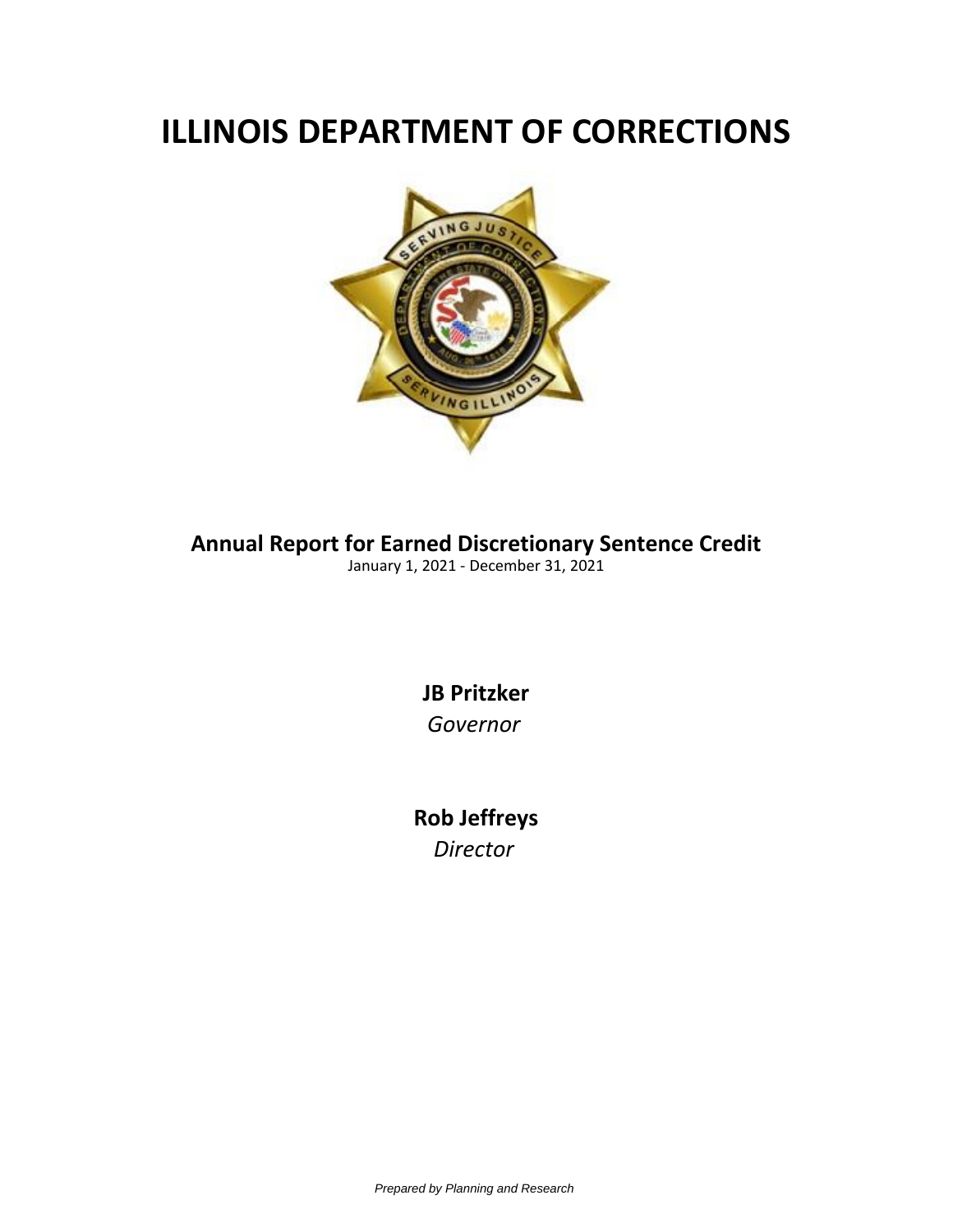# ILLINOIS DEPARTMENT OF CORRECTIONS

## Annual Report for Earned Discretionary Sentence Credit

January 1, 2021 - December 31, 2021

**JB Pritzker**
*Governor*

**Rob Jeffreys**
*Director*

*Prepared by Planning and Research*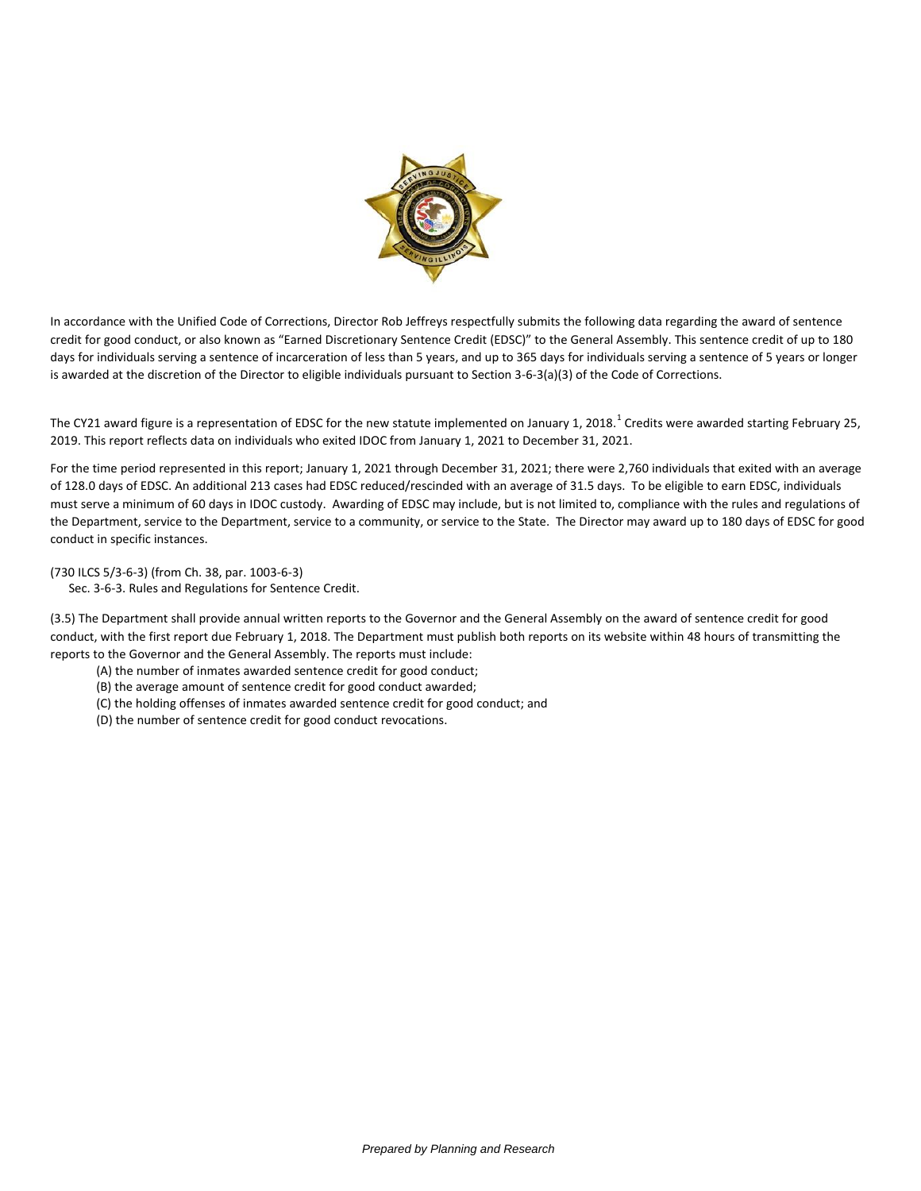In accordance with the Unified Code of Corrections, Director Rob Jeffreys respectfully submits the following data regarding the award of sentence credit for good conduct, or also known as "Earned Discretionary Sentence Credit (EDSC)" to the General Assembly. This sentence credit of up to 180 days for individuals serving a sentence of incarceration of less than 5 years, and up to 365 days for individuals serving a sentence of 5 years or longer is awarded at the discretion of the Director to eligible individuals pursuant to Section 3-6-3(a)(3) of the Code of Corrections.

The CY21 award figure is a representation of EDSC for the new statute implemented on January 1, 2018.[1] Credits were awarded starting February 25, 2019. This report reflects data on individuals who exited IDOC from January 1, 2021 to December 31, 2021.

For the time period represented in this report; January 1, 2021 through December 31, 2021; there were 2,760 individuals that exited with an average of 128.0 days of EDSC. An additional 213 cases had EDSC reduced/rescinded with an average of 31.5 days. To be eligible to earn EDSC, individuals must serve a minimum of 60 days in IDOC custody. Awarding of EDSC may include, but is not limited to, compliance with the rules and regulations of the Department, service to the Department, service to a community, or service to the State. The Director may award up to 180 days of EDSC for good conduct in specific instances.

(730 ILCS 5/3-6-3) (from Ch. 38, par. 1003-6-3)
Sec. 3-6-3. Rules and Regulations for Sentence Credit.

(3.5) The Department shall provide annual written reports to the Governor and the General Assembly on the award of sentence credit for good conduct, with the first report due February 1, 2018. The Department must publish both reports on its website within 48 hours of transmitting the reports to the Governor and the General Assembly. The reports must include:

(A) the number of inmates awarded sentence credit for good conduct;
(B) the average amount of sentence credit for good conduct awarded;
(C) the holding offenses of inmates awarded sentence credit for good conduct; and
(D) the number of sentence credit for good conduct revocations.

*Prepared by Planning and Research*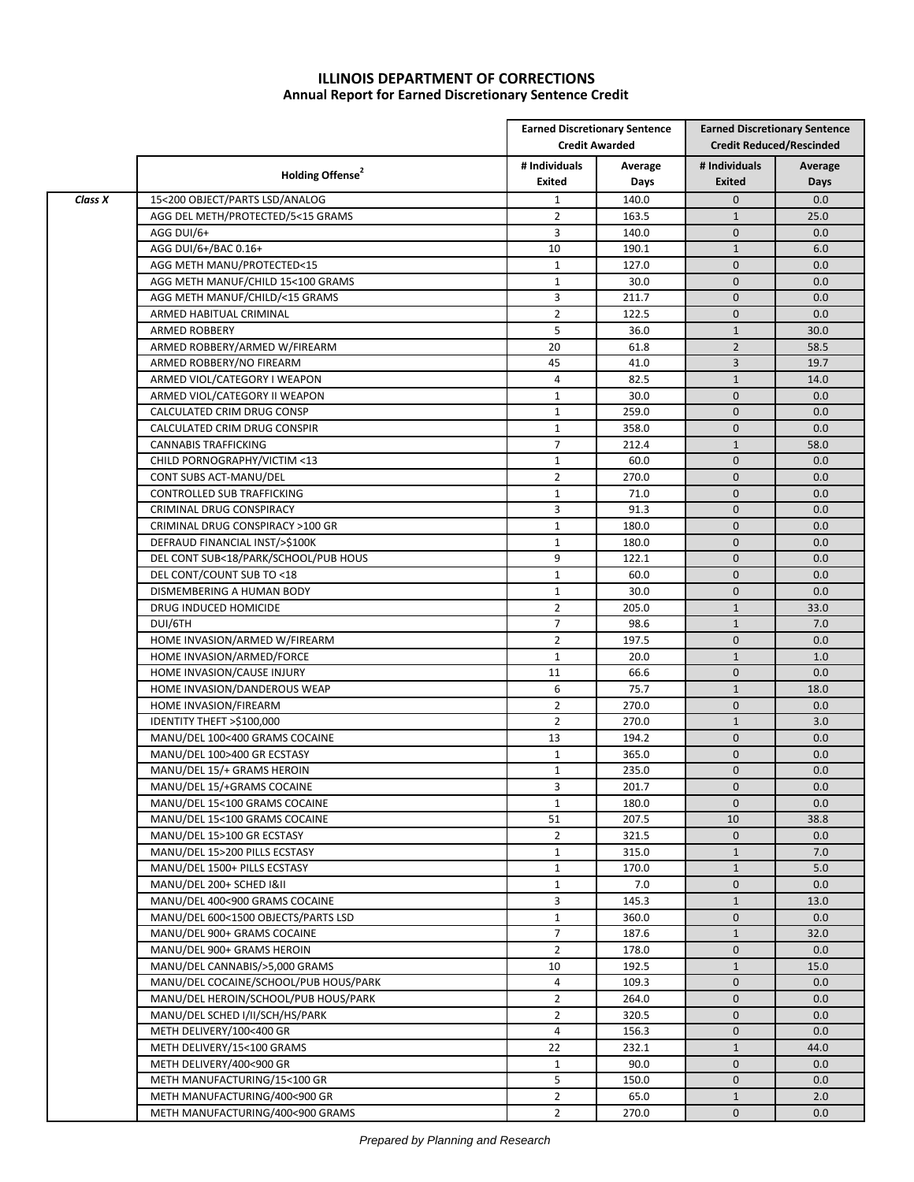# ILLINOIS DEPARTMENT OF CORRECTIONS
## Annual Report for Earned Discretionary Sentence Credit

| | Holding Offense[2] | Earned Discretionary Sentence Credit Awarded | | Earned Discretionary Sentence Credit Reduced/Rescinded | |
|---|---|---|---|---|---|
| | | # Individuals Exited | Average Days | # Individuals Exited | Average Days |
| ***Class X*** | 15<200 OBJECT/PARTS LSD/ANALOG | 1 | 140.0 | 0 | 0.0 |
| | AGG DEL METH/PROTECTED/5<15 GRAMS | 2 | 163.5 | 1 | 25.0 |
| | AGG DUI/6+ | 3 | 140.0 | 0 | 0.0 |
| | AGG DUI/6+/BAC 0.16+ | 10 | 190.1 | 1 | 6.0 |
| | AGG METH MANU/PROTECTED<15 | 1 | 127.0 | 0 | 0.0 |
| | AGG METH MANUF/CHILD 15<100 GRAMS | 1 | 30.0 | 0 | 0.0 |
| | AGG METH MANUF/CHILD/<15 GRAMS | 3 | 211.7 | 0 | 0.0 |
| | ARMED HABITUAL CRIMINAL | 2 | 122.5 | 0 | 0.0 |
| | ARMED ROBBERY | 5 | 36.0 | 1 | 30.0 |
| | ARMED ROBBERY/ARMED W/FIREARM | 20 | 61.8 | 2 | 58.5 |
| | ARMED ROBBERY/NO FIREARM | 45 | 41.0 | 3 | 19.7 |
| | ARMED VIOL/CATEGORY I WEAPON | 4 | 82.5 | 1 | 14.0 |
| | ARMED VIOL/CATEGORY II WEAPON | 1 | 30.0 | 0 | 0.0 |
| | CALCULATED CRIM DRUG CONSP | 1 | 259.0 | 0 | 0.0 |
| | CALCULATED CRIM DRUG CONSPIR | 1 | 358.0 | 0 | 0.0 |
| | CANNABIS TRAFFICKING | 7 | 212.4 | 1 | 58.0 |
| | CHILD PORNOGRAPHY/VICTIM <13 | 1 | 60.0 | 0 | 0.0 |
| | CONT SUBS ACT-MANU/DEL | 2 | 270.0 | 0 | 0.0 |
| | CONTROLLED SUB TRAFFICKING | 1 | 71.0 | 0 | 0.0 |
| | CRIMINAL DRUG CONSPIRACY | 3 | 91.3 | 0 | 0.0 |
| | CRIMINAL DRUG CONSPIRACY >100 GR | 1 | 180.0 | 0 | 0.0 |
| | DEFRAUD FINANCIAL INST/>$100K | 1 | 180.0 | 0 | 0.0 |
| | DEL CONT SUB<18/PARK/SCHOOL/PUB HOUS | 9 | 122.1 | 0 | 0.0 |
| | DEL CONT/COUNT SUB TO <18 | 1 | 60.0 | 0 | 0.0 |
| | DISMEMBERING A HUMAN BODY | 1 | 30.0 | 0 | 0.0 |
| | DRUG INDUCED HOMICIDE | 2 | 205.0 | 1 | 33.0 |
| | DUI/6TH | 7 | 98.6 | 1 | 7.0 |
| | HOME INVASION/ARMED W/FIREARM | 2 | 197.5 | 0 | 0.0 |
| | HOME INVASION/ARMED/FORCE | 1 | 20.0 | 1 | 1.0 |
| | HOME INVASION/CAUSE INJURY | 11 | 66.6 | 0 | 0.0 |
| | HOME INVASION/DANDEROUS WEAP | 6 | 75.7 | 1 | 18.0 |
| | HOME INVASION/FIREARM | 2 | 270.0 | 0 | 0.0 |
| | IDENTITY THEFT >$100,000 | 2 | 270.0 | 1 | 3.0 |
| | MANU/DEL 100<400 GRAMS COCAINE | 13 | 194.2 | 0 | 0.0 |
| | MANU/DEL 100>400 GR ECSTASY | 1 | 365.0 | 0 | 0.0 |
| | MANU/DEL 15/+ GRAMS HEROIN | 1 | 235.0 | 0 | 0.0 |
| | MANU/DEL 15/+GRAMS COCAINE | 3 | 201.7 | 0 | 0.0 |
| | MANU/DEL 15<100 GRAMS COCAINE | 1 | 180.0 | 0 | 0.0 |
| | MANU/DEL 15<100 GRAMS COCAINE | 51 | 207.5 | 10 | 38.8 |
| | MANU/DEL 15>100 GR ECSTASY | 2 | 321.5 | 0 | 0.0 |
| | MANU/DEL 15>200 PILLS ECSTASY | 1 | 315.0 | 1 | 7.0 |
| | MANU/DEL 1500+ PILLS ECSTASY | 1 | 170.0 | 1 | 5.0 |
| | MANU/DEL 200+ SCHED I&II | 1 | 7.0 | 0 | 0.0 |
| | MANU/DEL 400<900 GRAMS COCAINE | 3 | 145.3 | 1 | 13.0 |
| | MANU/DEL 600<1500 OBJECTS/PARTS LSD | 1 | 360.0 | 0 | 0.0 |
| | MANU/DEL 900+ GRAMS COCAINE | 7 | 187.6 | 1 | 32.0 |
| | MANU/DEL 900+ GRAMS HEROIN | 2 | 178.0 | 0 | 0.0 |
| | MANU/DEL CANNABIS/>5,000 GRAMS | 10 | 192.5 | 1 | 15.0 |
| | MANU/DEL COCAINE/SCHOOL/PUB HOUS/PARK | 4 | 109.3 | 0 | 0.0 |
| | MANU/DEL HEROIN/SCHOOL/PUB HOUS/PARK | 2 | 264.0 | 0 | 0.0 |
| | MANU/DEL SCHED I/II/SCH/HS/PARK | 2 | 320.5 | 0 | 0.0 |
| | METH DELIVERY/100<400 GR | 4 | 156.3 | 0 | 0.0 |
| | METH DELIVERY/15<100 GRAMS | 22 | 232.1 | 1 | 44.0 |
| | METH DELIVERY/400<900 GR | 1 | 90.0 | 0 | 0.0 |
| | METH MANUFACTURING/15<100 GR | 5 | 150.0 | 0 | 0.0 |
| | METH MANUFACTURING/400<900 GR | 2 | 65.0 | 1 | 2.0 |
| | METH MANUFACTURING/400<900 GRAMS | 2 | 270.0 | 0 | 0.0 |

*Prepared by Planning and Research*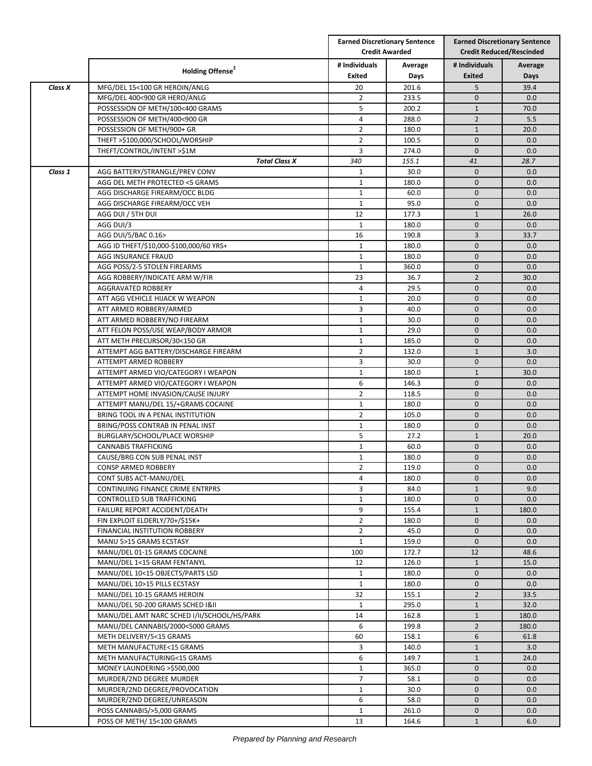| | Holding Offense[2] | Earned Discretionary Sentence Credit Awarded | | Earned Discretionary Sentence Credit Reduced/Rescinded | |
|---|---|---|---|---|---|
| | | # Individuals Exited | Average Days | # Individuals Exited | Average Days |
| ***Class X*** | MFG/DEL 15<100 GR HEROIN/ANLG | 20 | 201.6 | 5 | 39.4 |
| | MFG/DEL 400<900 GR HERO/ANLG | 2 | 233.5 | 0 | 0.0 |
| | POSSESSION OF METH/100<400 GRAMS | 5 | 200.2 | 1 | 70.0 |
| | POSSESSION OF METH/400<900 GR | 4 | 288.0 | 2 | 5.5 |
| | POSSESSION OF METH/900+ GR | 2 | 180.0 | 1 | 20.0 |
| | THEFT >$100,000/SCHOOL/WORSHIP | 2 | 100.5 | 0 | 0.0 |
| | THEFT/CONTROL/INTENT >$1M | 3 | 274.0 | 0 | 0.0 |
| | ***Total Class X*** | *340* | *155.1* | *41* | *28.7* |
| ***Class 1*** | AGG BATTERY/STRANGLE/PREV CONV | 1 | 30.0 | 0 | 0.0 |
| | AGG DEL METH PROTECTED <5 GRAMS | 1 | 180.0 | 0 | 0.0 |
| | AGG DISCHARGE FIREARM/OCC BLDG | 1 | 60.0 | 0 | 0.0 |
| | AGG DISCHARGE FIREARM/OCC VEH | 1 | 95.0 | 0 | 0.0 |
| | AGG DUI / 5TH DUI | 12 | 177.3 | 1 | 26.0 |
| | AGG DUI/3 | 1 | 180.0 | 0 | 0.0 |
| | AGG DUI/5/BAC 0.16> | 16 | 190.8 | 3 | 33.7 |
| | AGG ID THEFT/$10,000-$100,000/60 YRS+ | 1 | 180.0 | 0 | 0.0 |
| | AGG INSURANCE FRAUD | 1 | 180.0 | 0 | 0.0 |
| | AGG POSS/2-5 STOLEN FIREARMS | 1 | 360.0 | 0 | 0.0 |
| | AGG ROBBERY/INDICATE ARM W/FIR | 23 | 36.7 | 2 | 30.0 |
| | AGGRAVATED ROBBERY | 4 | 29.5 | 0 | 0.0 |
| | ATT AGG VEHICLE HIJACK W WEAPON | 1 | 20.0 | 0 | 0.0 |
| | ATT ARMED ROBBERY/ARMED | 3 | 40.0 | 0 | 0.0 |
| | ATT ARMED ROBBERY/NO FIREARM | 1 | 30.0 | 0 | 0.0 |
| | ATT FELON POSS/USE WEAP/BODY ARMOR | 1 | 29.0 | 0 | 0.0 |
| | ATT METH PRECURSOR/30<150 GR | 1 | 185.0 | 0 | 0.0 |
| | ATTEMPT AGG BATTERY/DISCHARGE FIREARM | 2 | 132.0 | 1 | 3.0 |
| | ATTEMPT ARMED ROBBERY | 3 | 30.0 | 0 | 0.0 |
| | ATTEMPT ARMED VIO/CATEGORY I WEAPON | 1 | 180.0 | 1 | 30.0 |
| | ATTEMPT ARMED VIO/CATEGORY I WEAPON | 6 | 146.3 | 0 | 0.0 |
| | ATTEMPT HOME INVASION/CAUSE INJURY | 2 | 118.5 | 0 | 0.0 |
| | ATTEMPT MANU/DEL 15/+GRAMS COCAINE | 1 | 180.0 | 0 | 0.0 |
| | BRING TOOL IN A PENAL INSTITUTION | 2 | 105.0 | 0 | 0.0 |
| | BRING/POSS CONTRAB IN PENAL INST | 1 | 180.0 | 0 | 0.0 |
| | BURGLARY/SCHOOL/PLACE WORSHIP | 5 | 27.2 | 1 | 20.0 |
| | CANNABIS TRAFFICKING | 1 | 60.0 | 0 | 0.0 |
| | CAUSE/BRG CON SUB PENAL INST | 1 | 180.0 | 0 | 0.0 |
| | CONSP ARMED ROBBERY | 2 | 119.0 | 0 | 0.0 |
| | CONT SUBS ACT-MANU/DEL | 4 | 180.0 | 0 | 0.0 |
| | CONTINUING FINANCE CRIME ENTRPRS | 3 | 84.0 | 1 | 9.0 |
| | CONTROLLED SUB TRAFFICKING | 1 | 180.0 | 0 | 0.0 |
| | FAILURE REPORT ACCIDENT/DEATH | 9 | 155.4 | 1 | 180.0 |
| | FIN EXPLOIT ELDERLY/70+/$15K+ | 2 | 180.0 | 0 | 0.0 |
| | FINANCIAL INSTITUTION ROBBERY | 2 | 45.0 | 0 | 0.0 |
| | MANU 5>15 GRAMS ECSTASY | 1 | 159.0 | 0 | 0.0 |
| | MANU/DEL 01-15 GRAMS COCAINE | 100 | 172.7 | 12 | 48.6 |
| | MANU/DEL 1<15 GRAM FENTANYL | 12 | 126.0 | 1 | 15.0 |
| | MANU/DEL 10<15 OBJECTS/PARTS LSD | 1 | 180.0 | 0 | 0.0 |
| | MANU/DEL 10>15 PILLS ECSTASY | 1 | 180.0 | 0 | 0.0 |
| | MANU/DEL 10-15 GRAMS HEROIN | 32 | 155.1 | 2 | 33.5 |
| | MANU/DEL 50-200 GRAMS SCHED I&II | 1 | 295.0 | 1 | 32.0 |
| | MANU/DEL AMT NARC SCHED I/II/SCHOOL/HS/PARK | 14 | 162.8 | 1 | 180.0 |
| | MANU/DEL CANNABIS/2000<5000 GRAMS | 6 | 199.8 | 2 | 180.0 |
| | METH DELIVERY/5<15 GRAMS | 60 | 158.1 | 6 | 61.8 |
| | METH MANUFACTURE<15 GRAMS | 3 | 140.0 | 1 | 3.0 |
| | METH MANUFACTURING<15 GRAMS | 6 | 149.7 | 1 | 24.0 |
| | MONEY LAUNDERING >$500,000 | 1 | 365.0 | 0 | 0.0 |
| | MURDER/2ND DEGREE MURDER | 7 | 58.1 | 0 | 0.0 |
| | MURDER/2ND DEGREE/PROVOCATION | 1 | 30.0 | 0 | 0.0 |
| | MURDER/2ND DEGREE/UNREASON | 6 | 58.0 | 0 | 0.0 |
| | POSS CANNABIS/>5,000 GRAMS | 1 | 261.0 | 0 | 0.0 |
| | POSS OF METH/ 15<100 GRAMS | 13 | 164.6 | 1 | 6.0 |

*Prepared by Planning and Research*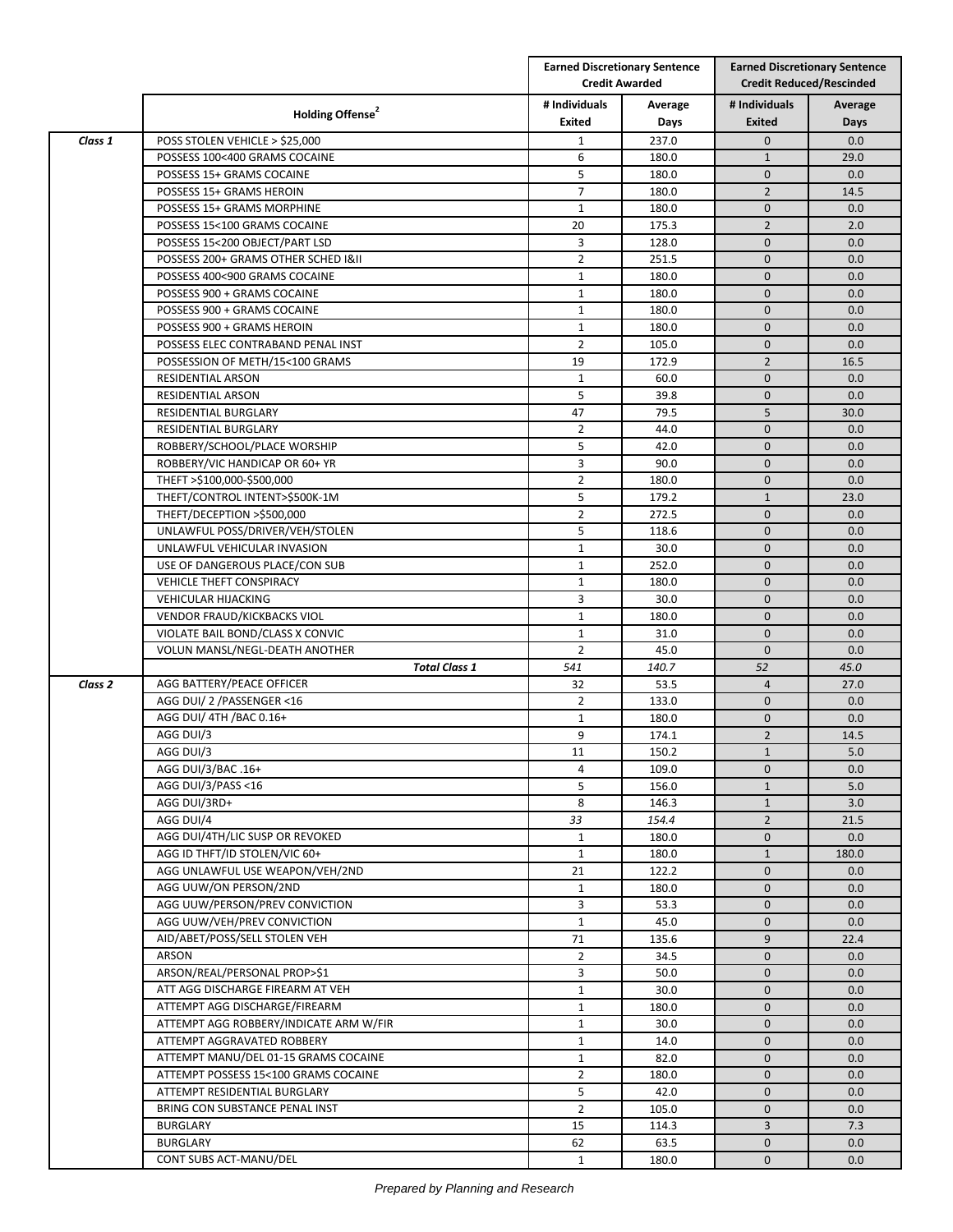| | Holding Offense[2] | Earned Discretionary Sentence Credit Awarded | | Earned Discretionary Sentence Credit Reduced/Rescinded | |
|---|---|---|---|---|---|
| | | # Individuals Exited | Average Days | # Individuals Exited | Average Days |
| *Class 1* | POSS STOLEN VEHICLE > $25,000 | 1 | 237.0 | 0 | 0.0 |
| | POSSESS 100<400 GRAMS COCAINE | 6 | 180.0 | 1 | 29.0 |
| | POSSESS 15+ GRAMS COCAINE | 5 | 180.0 | 0 | 0.0 |
| | POSSESS 15+ GRAMS HEROIN | 7 | 180.0 | 2 | 14.5 |
| | POSSESS 15+ GRAMS MORPHINE | 1 | 180.0 | 0 | 0.0 |
| | POSSESS 15<100 GRAMS COCAINE | 20 | 175.3 | 2 | 2.0 |
| | POSSESS 15<200 OBJECT/PART LSD | 3 | 128.0 | 0 | 0.0 |
| | POSSESS 200+ GRAMS OTHER SCHED I&II | 2 | 251.5 | 0 | 0.0 |
| | POSSESS 400<900 GRAMS COCAINE | 1 | 180.0 | 0 | 0.0 |
| | POSSESS 900 + GRAMS COCAINE | 1 | 180.0 | 0 | 0.0 |
| | POSSESS 900 + GRAMS COCAINE | 1 | 180.0 | 0 | 0.0 |
| | POSSESS 900 + GRAMS HEROIN | 1 | 180.0 | 0 | 0.0 |
| | POSSESS ELEC CONTRABAND PENAL INST | 2 | 105.0 | 0 | 0.0 |
| | POSSESSION OF METH/15<100 GRAMS | 19 | 172.9 | 2 | 16.5 |
| | RESIDENTIAL ARSON | 1 | 60.0 | 0 | 0.0 |
| | RESIDENTIAL ARSON | 5 | 39.8 | 0 | 0.0 |
| | RESIDENTIAL BURGLARY | 47 | 79.5 | 5 | 30.0 |
| | RESIDENTIAL BURGLARY | 2 | 44.0 | 0 | 0.0 |
| | ROBBERY/SCHOOL/PLACE WORSHIP | 5 | 42.0 | 0 | 0.0 |
| | ROBBERY/VIC HANDICAP OR 60+ YR | 3 | 90.0 | 0 | 0.0 |
| | THEFT >$100,000-$500,000 | 2 | 180.0 | 0 | 0.0 |
| | THEFT/CONTROL INTENT>$500K-1M | 5 | 179.2 | 1 | 23.0 |
| | THEFT/DECEPTION >$500,000 | 2 | 272.5 | 0 | 0.0 |
| | UNLAWFUL POSS/DRIVER/VEH/STOLEN | 5 | 118.6 | 0 | 0.0 |
| | UNLAWFUL VEHICULAR INVASION | 1 | 30.0 | 0 | 0.0 |
| | USE OF DANGEROUS PLACE/CON SUB | 1 | 252.0 | 0 | 0.0 |
| | VEHICLE THEFT CONSPIRACY | 1 | 180.0 | 0 | 0.0 |
| | VEHICULAR HIJACKING | 3 | 30.0 | 0 | 0.0 |
| | VENDOR FRAUD/KICKBACKS VIOL | 1 | 180.0 | 0 | 0.0 |
| | VIOLATE BAIL BOND/CLASS X CONVIC | 1 | 31.0 | 0 | 0.0 |
| | VOLUN MANSL/NEGL-DEATH ANOTHER | 2 | 45.0 | 0 | 0.0 |
| | ***Total Class 1*** | *541* | *140.7* | *52* | *45.0* |
| *Class 2* | AGG BATTERY/PEACE OFFICER | 32 | 53.5 | 4 | 27.0 |
| | AGG DUI/ 2 /PASSENGER <16 | 2 | 133.0 | 0 | 0.0 |
| | AGG DUI/ 4TH /BAC 0.16+ | 1 | 180.0 | 0 | 0.0 |
| | AGG DUI/3 | 9 | 174.1 | 2 | 14.5 |
| | AGG DUI/3 | 11 | 150.2 | 1 | 5.0 |
| | AGG DUI/3/BAC .16+ | 4 | 109.0 | 0 | 0.0 |
| | AGG DUI/3/PASS <16 | 5 | 156.0 | 1 | 5.0 |
| | AGG DUI/3RD+ | 8 | 146.3 | 1 | 3.0 |
| | AGG DUI/4 | *33* | *154.4* | 2 | 21.5 |
| | AGG DUI/4TH/LIC SUSP OR REVOKED | 1 | 180.0 | 0 | 0.0 |
| | AGG ID THFT/ID STOLEN/VIC 60+ | 1 | 180.0 | 1 | 180.0 |
| | AGG UNLAWFUL USE WEAPON/VEH/2ND | 21 | 122.2 | 0 | 0.0 |
| | AGG UUW/ON PERSON/2ND | 1 | 180.0 | 0 | 0.0 |
| | AGG UUW/PERSON/PREV CONVICTION | 3 | 53.3 | 0 | 0.0 |
| | AGG UUW/VEH/PREV CONVICTION | 1 | 45.0 | 0 | 0.0 |
| | AID/ABET/POSS/SELL STOLEN VEH | 71 | 135.6 | 9 | 22.4 |
| | ARSON | 2 | 34.5 | 0 | 0.0 |
| | ARSON/REAL/PERSONAL PROP>$1 | 3 | 50.0 | 0 | 0.0 |
| | ATT AGG DISCHARGE FIREARM AT VEH | 1 | 30.0 | 0 | 0.0 |
| | ATTEMPT AGG DISCHARGE/FIREARM | 1 | 180.0 | 0 | 0.0 |
| | ATTEMPT AGG ROBBERY/INDICATE ARM W/FIR | 1 | 30.0 | 0 | 0.0 |
| | ATTEMPT AGGRAVATED ROBBERY | 1 | 14.0 | 0 | 0.0 |
| | ATTEMPT MANU/DEL 01-15 GRAMS COCAINE | 1 | 82.0 | 0 | 0.0 |
| | ATTEMPT POSSESS 15<100 GRAMS COCAINE | 2 | 180.0 | 0 | 0.0 |
| | ATTEMPT RESIDENTIAL BURGLARY | 5 | 42.0 | 0 | 0.0 |
| | BRING CON SUBSTANCE PENAL INST | 2 | 105.0 | 0 | 0.0 |
| | BURGLARY | 15 | 114.3 | 3 | 7.3 |
| | BURGLARY | 62 | 63.5 | 0 | 0.0 |
| | CONT SUBS ACT-MANU/DEL | 1 | 180.0 | 0 | 0.0 |

*Prepared by Planning and Research*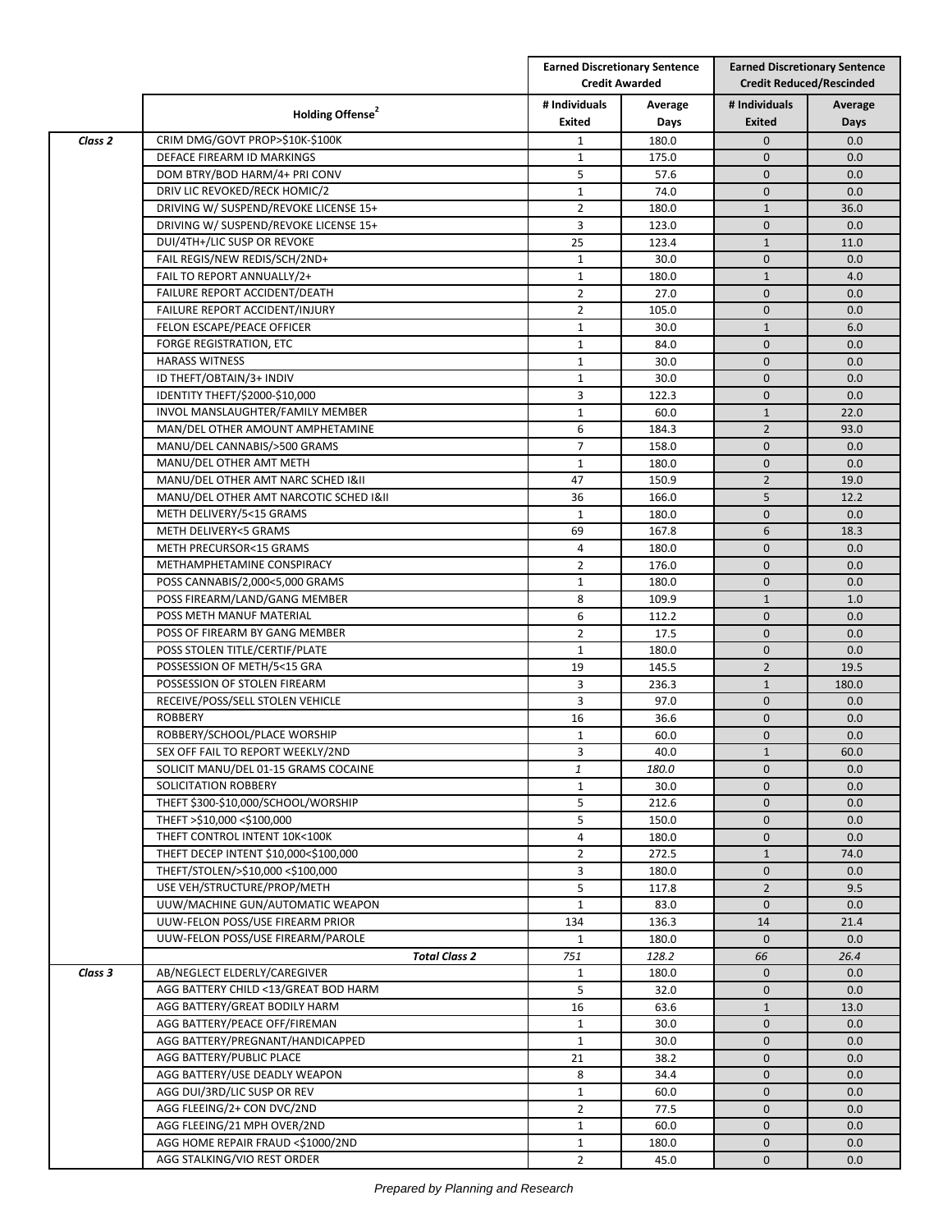| | Holding Offense[2] | Earned Discretionary Sentence Credit Awarded | | Earned Discretionary Sentence Credit Reduced/Rescinded | |
|---|---|---|---|---|---|
| | | # Individuals Exited | Average Days | # Individuals Exited | Average Days |
| *Class 2* | CRIM DMG/GOVT PROP>$10K-$100K | 1 | 180.0 | 0 | 0.0 |
| | DEFACE FIREARM ID MARKINGS | 1 | 175.0 | 0 | 0.0 |
| | DOM BTRY/BOD HARM/4+ PRI CONV | 5 | 57.6 | 0 | 0.0 |
| | DRIV LIC REVOKED/RECK HOMIC/2 | 1 | 74.0 | 0 | 0.0 |
| | DRIVING W/ SUSPEND/REVOKE LICENSE 15+ | 2 | 180.0 | 1 | 36.0 |
| | DRIVING W/ SUSPEND/REVOKE LICENSE 15+ | 3 | 123.0 | 0 | 0.0 |
| | DUI/4TH+/LIC SUSP OR REVOKE | 25 | 123.4 | 1 | 11.0 |
| | FAIL REGIS/NEW REDIS/SCH/2ND+ | 1 | 30.0 | 0 | 0.0 |
| | FAIL TO REPORT ANNUALLY/2+ | 1 | 180.0 | 1 | 4.0 |
| | FAILURE REPORT ACCIDENT/DEATH | 2 | 27.0 | 0 | 0.0 |
| | FAILURE REPORT ACCIDENT/INJURY | 2 | 105.0 | 0 | 0.0 |
| | FELON ESCAPE/PEACE OFFICER | 1 | 30.0 | 1 | 6.0 |
| | FORGE REGISTRATION, ETC | 1 | 84.0 | 0 | 0.0 |
| | HARASS WITNESS | 1 | 30.0 | 0 | 0.0 |
| | ID THEFT/OBTAIN/3+ INDIV | 1 | 30.0 | 0 | 0.0 |
| | IDENTITY THEFT/$2000-$10,000 | 3 | 122.3 | 0 | 0.0 |
| | INVOL MANSLAUGHTER/FAMILY MEMBER | 1 | 60.0 | 1 | 22.0 |
| | MAN/DEL OTHER AMOUNT AMPHETAMINE | 6 | 184.3 | 2 | 93.0 |
| | MANU/DEL CANNABIS/>500 GRAMS | 7 | 158.0 | 0 | 0.0 |
| | MANU/DEL OTHER AMT METH | 1 | 180.0 | 0 | 0.0 |
| | MANU/DEL OTHER AMT NARC SCHED I&II | 47 | 150.9 | 2 | 19.0 |
| | MANU/DEL OTHER AMT NARCOTIC SCHED I&II | 36 | 166.0 | 5 | 12.2 |
| | METH DELIVERY/5<15 GRAMS | 1 | 180.0 | 0 | 0.0 |
| | METH DELIVERY<5 GRAMS | 69 | 167.8 | 6 | 18.3 |
| | METH PRECURSOR<15 GRAMS | 4 | 180.0 | 0 | 0.0 |
| | METHAMPHETAMINE CONSPIRACY | 2 | 176.0 | 0 | 0.0 |
| | POSS CANNABIS/2,000<5,000 GRAMS | 1 | 180.0 | 0 | 0.0 |
| | POSS FIREARM/LAND/GANG MEMBER | 8 | 109.9 | 1 | 1.0 |
| | POSS METH MANUF MATERIAL | 6 | 112.2 | 0 | 0.0 |
| | POSS OF FIREARM BY GANG MEMBER | 2 | 17.5 | 0 | 0.0 |
| | POSS STOLEN TITLE/CERTIF/PLATE | 1 | 180.0 | 0 | 0.0 |
| | POSSESSION OF METH/5<15 GRA | 19 | 145.5 | 2 | 19.5 |
| | POSSESSION OF STOLEN FIREARM | 3 | 236.3 | 1 | 180.0 |
| | RECEIVE/POSS/SELL STOLEN VEHICLE | 3 | 97.0 | 0 | 0.0 |
| | ROBBERY | 16 | 36.6 | 0 | 0.0 |
| | ROBBERY/SCHOOL/PLACE WORSHIP | 1 | 60.0 | 0 | 0.0 |
| | SEX OFF FAIL TO REPORT WEEKLY/2ND | 3 | 40.0 | 1 | 60.0 |
| | SOLICIT MANU/DEL 01-15 GRAMS COCAINE | *1* | *180.0* | 0 | 0.0 |
| | SOLICITATION ROBBERY | 1 | 30.0 | 0 | 0.0 |
| | THEFT $300-$10,000/SCHOOL/WORSHIP | 5 | 212.6 | 0 | 0.0 |
| | THEFT >$10,000 <$100,000 | 5 | 150.0 | 0 | 0.0 |
| | THEFT CONTROL INTENT 10K<100K | 4 | 180.0 | 0 | 0.0 |
| | THEFT DECEP INTENT $10,000<$100,000 | 2 | 272.5 | 1 | 74.0 |
| | THEFT/STOLEN/>$10,000 <$100,000 | 3 | 180.0 | 0 | 0.0 |
| | USE VEH/STRUCTURE/PROP/METH | 5 | 117.8 | 2 | 9.5 |
| | UUW/MACHINE GUN/AUTOMATIC WEAPON | 1 | 83.0 | 0 | 0.0 |
| | UUW-FELON POSS/USE FIREARM PRIOR | 134 | 136.3 | 14 | 21.4 |
| | UUW-FELON POSS/USE FIREARM/PAROLE | 1 | 180.0 | 0 | 0.0 |
| | ***Total Class 2*** | *751* | *128.2* | *66* | *26.4* |
| *Class 3* | AB/NEGLECT ELDERLY/CAREGIVER | 1 | 180.0 | 0 | 0.0 |
| | AGG BATTERY CHILD <13/GREAT BOD HARM | 5 | 32.0 | 0 | 0.0 |
| | AGG BATTERY/GREAT BODILY HARM | 16 | 63.6 | 1 | 13.0 |
| | AGG BATTERY/PEACE OFF/FIREMAN | 1 | 30.0 | 0 | 0.0 |
| | AGG BATTERY/PREGNANT/HANDICAPPED | 1 | 30.0 | 0 | 0.0 |
| | AGG BATTERY/PUBLIC PLACE | 21 | 38.2 | 0 | 0.0 |
| | AGG BATTERY/USE DEADLY WEAPON | 8 | 34.4 | 0 | 0.0 |
| | AGG DUI/3RD/LIC SUSP OR REV | 1 | 60.0 | 0 | 0.0 |
| | AGG FLEEING/2+ CON DVC/2ND | 2 | 77.5 | 0 | 0.0 |
| | AGG FLEEING/21 MPH OVER/2ND | 1 | 60.0 | 0 | 0.0 |
| | AGG HOME REPAIR FRAUD <$1000/2ND | 1 | 180.0 | 0 | 0.0 |
| | AGG STALKING/VIO REST ORDER | 2 | 45.0 | 0 | 0.0 |

*Prepared by Planning and Research*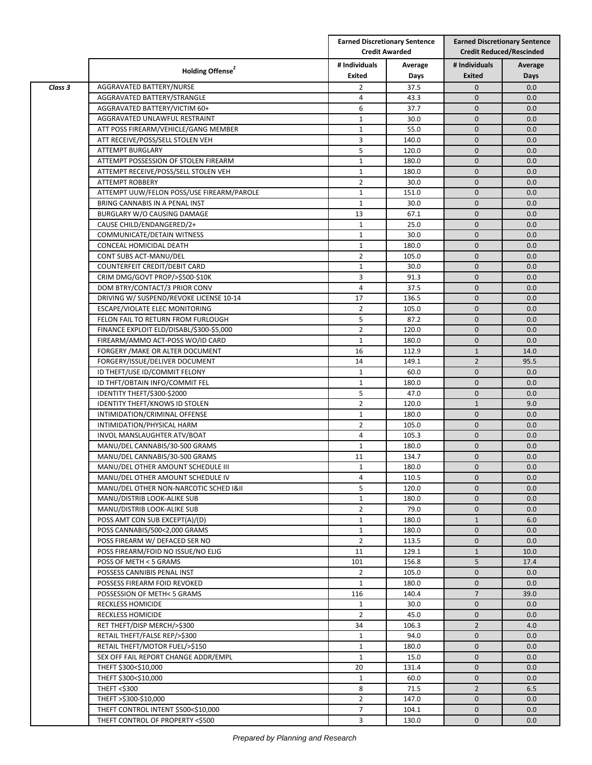| | Holding Offense[2] | Earned Discretionary Sentence Credit Awarded | | Earned Discretionary Sentence Credit Reduced/Rescinded | |
|---|---|---|---|---|---|
| | | # Individuals Exited | Average Days | # Individuals Exited | Average Days |
| *Class 3* | AGGRAVATED BATTERY/NURSE | 2 | 37.5 | 0 | 0.0 |
| | AGGRAVATED BATTERY/STRANGLE | 4 | 43.3 | 0 | 0.0 |
| | AGGRAVATED BATTERY/VICTIM 60+ | 6 | 37.7 | 0 | 0.0 |
| | AGGRAVATED UNLAWFUL RESTRAINT | 1 | 30.0 | 0 | 0.0 |
| | ATT POSS FIREARM/VEHICLE/GANG MEMBER | 1 | 55.0 | 0 | 0.0 |
| | ATT RECEIVE/POSS/SELL STOLEN VEH | 3 | 140.0 | 0 | 0.0 |
| | ATTEMPT BURGLARY | 5 | 120.0 | 0 | 0.0 |
| | ATTEMPT POSSESSION OF STOLEN FIREARM | 1 | 180.0 | 0 | 0.0 |
| | ATTEMPT RECEIVE/POSS/SELL STOLEN VEH | 1 | 180.0 | 0 | 0.0 |
| | ATTEMPT ROBBERY | 2 | 30.0 | 0 | 0.0 |
| | ATTEMPT UUW/FELON POSS/USE FIREARM/PAROLE | 1 | 151.0 | 0 | 0.0 |
| | BRING CANNABIS IN A PENAL INST | 1 | 30.0 | 0 | 0.0 |
| | BURGLARY W/O CAUSING DAMAGE | 13 | 67.1 | 0 | 0.0 |
| | CAUSE CHILD/ENDANGERED/2+ | 1 | 25.0 | 0 | 0.0 |
| | COMMUNICATE/DETAIN WITNESS | 1 | 30.0 | 0 | 0.0 |
| | CONCEAL HOMICIDAL DEATH | 1 | 180.0 | 0 | 0.0 |
| | CONT SUBS ACT-MANU/DEL | 2 | 105.0 | 0 | 0.0 |
| | COUNTERFEIT CREDIT/DEBIT CARD | 1 | 30.0 | 0 | 0.0 |
| | CRIM DMG/GOVT PROP/>$500-$10K | 3 | 91.3 | 0 | 0.0 |
| | DOM BTRY/CONTACT/3 PRIOR CONV | 4 | 37.5 | 0 | 0.0 |
| | DRIVING W/ SUSPEND/REVOKE LICENSE 10-14 | 17 | 136.5 | 0 | 0.0 |
| | ESCAPE/VIOLATE ELEC MONITORING | 2 | 105.0 | 0 | 0.0 |
| | FELON FAIL TO RETURN FROM FURLOUGH | 5 | 87.2 | 0 | 0.0 |
| | FINANCE EXPLOIT ELD/DISABL/$300-$5,000 | 2 | 120.0 | 0 | 0.0 |
| | FIREARM/AMMO ACT-POSS WO/ID CARD | 1 | 180.0 | 0 | 0.0 |
| | FORGERY /MAKE OR ALTER DOCUMENT | 16 | 112.9 | 1 | 14.0 |
| | FORGERY/ISSUE/DELIVER DOCUMENT | 14 | 149.1 | 2 | 95.5 |
| | ID THEFT/USE ID/COMMIT FELONY | 1 | 60.0 | 0 | 0.0 |
| | ID THFT/OBTAIN INFO/COMMIT FEL | 1 | 180.0 | 0 | 0.0 |
| | IDENTITY THEFT/$300-$2000 | 5 | 47.0 | 0 | 0.0 |
| | IDENTITY THEFT/KNOWS ID STOLEN | 2 | 120.0 | 1 | 9.0 |
| | INTIMIDATION/CRIMINAL OFFENSE | 1 | 180.0 | 0 | 0.0 |
| | INTIMIDATION/PHYSICAL HARM | 2 | 105.0 | 0 | 0.0 |
| | INVOL MANSLAUGHTER ATV/BOAT | 4 | 105.3 | 0 | 0.0 |
| | MANU/DEL CANNABIS/30-500 GRAMS | 1 | 180.0 | 0 | 0.0 |
| | MANU/DEL CANNABIS/30-500 GRAMS | 11 | 134.7 | 0 | 0.0 |
| | MANU/DEL OTHER AMOUNT SCHEDULE III | 1 | 180.0 | 0 | 0.0 |
| | MANU/DEL OTHER AMOUNT SCHEDULE IV | 4 | 110.5 | 0 | 0.0 |
| | MANU/DEL OTHER NON-NARCOTIC SCHED I&II | 5 | 120.0 | 0 | 0.0 |
| | MANU/DISTRIB LOOK-ALIKE SUB | 1 | 180.0 | 0 | 0.0 |
| | MANU/DISTRIB LOOK-ALIKE SUB | 2 | 79.0 | 0 | 0.0 |
| | POSS AMT CON SUB EXCEPT(A)/(D) | 1 | 180.0 | 1 | 6.0 |
| | POSS CANNABIS/500<2,000 GRAMS | 1 | 180.0 | 0 | 0.0 |
| | POSS FIREARM W/ DEFACED SER NO | 2 | 113.5 | 0 | 0.0 |
| | POSS FIREARM/FOID NO ISSUE/NO ELIG | 11 | 129.1 | 1 | 10.0 |
| | POSS OF METH < 5 GRAMS | 101 | 156.8 | 5 | 17.4 |
| | POSSESS CANNIBIS PENAL INST | 2 | 105.0 | 0 | 0.0 |
| | POSSESS FIREARM FOID REVOKED | 1 | 180.0 | 0 | 0.0 |
| | POSSESSION OF METH< 5 GRAMS | 116 | 140.4 | 7 | 39.0 |
| | RECKLESS HOMICIDE | 1 | 30.0 | 0 | 0.0 |
| | RECKLESS HOMICIDE | 2 | 45.0 | 0 | 0.0 |
| | RET THEFT/DISP MERCH/>$300 | 34 | 106.3 | 2 | 4.0 |
| | RETAIL THEFT/FALSE REP/>$300 | 1 | 94.0 | 0 | 0.0 |
| | RETAIL THEFT/MOTOR FUEL/>$150 | 1 | 180.0 | 0 | 0.0 |
| | SEX OFF FAIL REPORT CHANGE ADDR/EMPL | 1 | 15.0 | 0 | 0.0 |
| | THEFT $300<$10,000 | 20 | 131.4 | 0 | 0.0 |
| | THEFT $300<$10,000 | 1 | 60.0 | 0 | 0.0 |
| | THEFT <$300 | 8 | 71.5 | 2 | 6.5 |
| | THEFT >$300-$10,000 | 2 | 147.0 | 0 | 0.0 |
| | THEFT CONTROL INTENT $500<$10,000 | 7 | 104.1 | 0 | 0.0 |
| | THEFT CONTROL OF PROPERTY <$500 | 3 | 130.0 | 0 | 0.0 |

*Prepared by Planning and Research*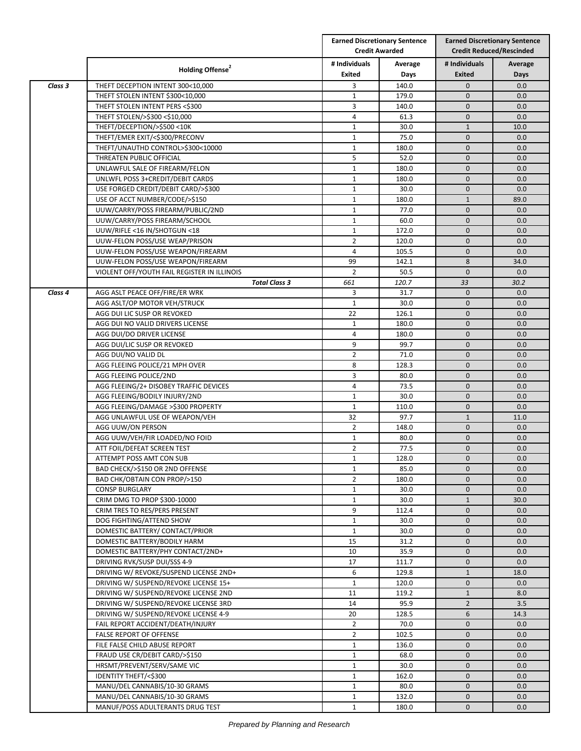| | Holding Offense[2] | Earned Discretionary Sentence Credit Awarded | | Earned Discretionary Sentence Credit Reduced/Rescinded | |
|---|---|---|---|---|---|
| | | # Individuals Exited | Average Days | # Individuals Exited | Average Days |
| *Class 3* | THEFT DECEPTION INTENT 300<10,000 | 3 | 140.0 | 0 | 0.0 |
| | THEFT STOLEN INTENT $300<10,000 | 1 | 179.0 | 0 | 0.0 |
| | THEFT STOLEN INTENT PERS <$300 | 3 | 140.0 | 0 | 0.0 |
| | THEFT STOLEN/>$300 <$10,000 | 4 | 61.3 | 0 | 0.0 |
| | THEFT/DECEPTION/>$500 <10K | 1 | 30.0 | 1 | 10.0 |
| | THEFT/EMER EXIT/<$300/PRECONV | 1 | 75.0 | 0 | 0.0 |
| | THEFT/UNAUTHD CONTROL>$300<10000 | 1 | 180.0 | 0 | 0.0 |
| | THREATEN PUBLIC OFFICIAL | 5 | 52.0 | 0 | 0.0 |
| | UNLAWFUL SALE OF FIREARM/FELON | 1 | 180.0 | 0 | 0.0 |
| | UNLWFL POSS 3+CREDIT/DEBIT CARDS | 1 | 180.0 | 0 | 0.0 |
| | USE FORGED CREDIT/DEBIT CARD/>$300 | 1 | 30.0 | 0 | 0.0 |
| | USE OF ACCT NUMBER/CODE/>$150 | 1 | 180.0 | 1 | 89.0 |
| | UUW/CARRY/POSS FIREARM/PUBLIC/2ND | 1 | 77.0 | 0 | 0.0 |
| | UUW/CARRY/POSS FIREARM/SCHOOL | 1 | 60.0 | 0 | 0.0 |
| | UUW/RIFLE <16 IN/SHOTGUN <18 | 1 | 172.0 | 0 | 0.0 |
| | UUW-FELON POSS/USE WEAP/PRISON | 2 | 120.0 | 0 | 0.0 |
| | UUW-FELON POSS/USE WEAPON/FIREARM | 4 | 105.5 | 0 | 0.0 |
| | UUW-FELON POSS/USE WEAPON/FIREARM | 99 | 142.1 | 8 | 34.0 |
| | VIOLENT OFF/YOUTH FAIL REGISTER IN ILLINOIS | 2 | 50.5 | 0 | 0.0 |
| | ***Total Class 3*** | *661* | *120.7* | *33* | *30.2* |
| *Class 4* | AGG ASLT PEACE OFF/FIRE/ER WRK | 3 | 31.7 | 0 | 0.0 |
| | AGG ASLT/OP MOTOR VEH/STRUCK | 1 | 30.0 | 0 | 0.0 |
| | AGG DUI LIC SUSP OR REVOKED | 22 | 126.1 | 0 | 0.0 |
| | AGG DUI NO VALID DRIVERS LICENSE | 1 | 180.0 | 0 | 0.0 |
| | AGG DUI/DO DRIVER LICENSE | 4 | 180.0 | 0 | 0.0 |
| | AGG DUI/LIC SUSP OR REVOKED | 9 | 99.7 | 0 | 0.0 |
| | AGG DUI/NO VALID DL | 2 | 71.0 | 0 | 0.0 |
| | AGG FLEEING POLICE/21 MPH OVER | 8 | 128.3 | 0 | 0.0 |
| | AGG FLEEING POLICE/2ND | 3 | 80.0 | 0 | 0.0 |
| | AGG FLEEING/2+ DISOBEY TRAFFIC DEVICES | 4 | 73.5 | 0 | 0.0 |
| | AGG FLEEING/BODILY INJURY/2ND | 1 | 30.0 | 0 | 0.0 |
| | AGG FLEEING/DAMAGE >$300 PROPERTY | 1 | 110.0 | 0 | 0.0 |
| | AGG UNLAWFUL USE OF WEAPON/VEH | 32 | 97.7 | 1 | 11.0 |
| | AGG UUW/ON PERSON | 2 | 148.0 | 0 | 0.0 |
| | AGG UUW/VEH/FIR LOADED/NO FOID | 1 | 80.0 | 0 | 0.0 |
| | ATT FOIL/DEFEAT SCREEN TEST | 2 | 77.5 | 0 | 0.0 |
| | ATTEMPT POSS AMT CON SUB | 1 | 128.0 | 0 | 0.0 |
| | BAD CHECK/>$150 OR 2ND OFFENSE | 1 | 85.0 | 0 | 0.0 |
| | BAD CHK/OBTAIN CON PROP/>150 | 2 | 180.0 | 0 | 0.0 |
| | CONSP BURGLARY | 1 | 30.0 | 0 | 0.0 |
| | CRIM DMG TO PROP $300-10000 | 1 | 30.0 | 1 | 30.0 |
| | CRIM TRES TO RES/PERS PRESENT | 9 | 112.4 | 0 | 0.0 |
| | DOG FIGHTING/ATTEND SHOW | 1 | 30.0 | 0 | 0.0 |
| | DOMESTIC BATTERY/ CONTACT/PRIOR | 1 | 30.0 | 0 | 0.0 |
| | DOMESTIC BATTERY/BODILY HARM | 15 | 31.2 | 0 | 0.0 |
| | DOMESTIC BATTERY/PHY CONTACT/2ND+ | 10 | 35.9 | 0 | 0.0 |
| | DRIVING RVK/SUSP DUI/SSS 4-9 | 17 | 111.7 | 0 | 0.0 |
| | DRIVING W/ REVOKE/SUSPEND LICENSE 2ND+ | 6 | 129.8 | 1 | 18.0 |
| | DRIVING W/ SUSPEND/REVOKE LICENSE 15+ | 1 | 120.0 | 0 | 0.0 |
| | DRIVING W/ SUSPEND/REVOKE LICENSE 2ND | 11 | 119.2 | 1 | 8.0 |
| | DRIVING W/ SUSPEND/REVOKE LICENSE 3RD | 14 | 95.9 | 2 | 3.5 |
| | DRIVING W/ SUSPEND/REVOKE LICENSE 4-9 | 20 | 128.5 | 6 | 14.3 |
| | FAIL REPORT ACCIDENT/DEATH/INJURY | 2 | 70.0 | 0 | 0.0 |
| | FALSE REPORT OF OFFENSE | 2 | 102.5 | 0 | 0.0 |
| | FILE FALSE CHILD ABUSE REPORT | 1 | 136.0 | 0 | 0.0 |
| | FRAUD USE CR/DEBIT CARD/>$150 | 1 | 68.0 | 0 | 0.0 |
| | HRSMT/PREVENT/SERV/SAME VIC | 1 | 30.0 | 0 | 0.0 |
| | IDENTITY THEFT/<$300 | 1 | 162.0 | 0 | 0.0 |
| | MANU/DEL CANNABIS/10-30 GRAMS | 1 | 80.0 | 0 | 0.0 |
| | MANU/DEL CANNABIS/10-30 GRAMS | 1 | 132.0 | 0 | 0.0 |
| | MANUF/POSS ADULTERANTS DRUG TEST | 1 | 180.0 | 0 | 0.0 |

*Prepared by Planning and Research*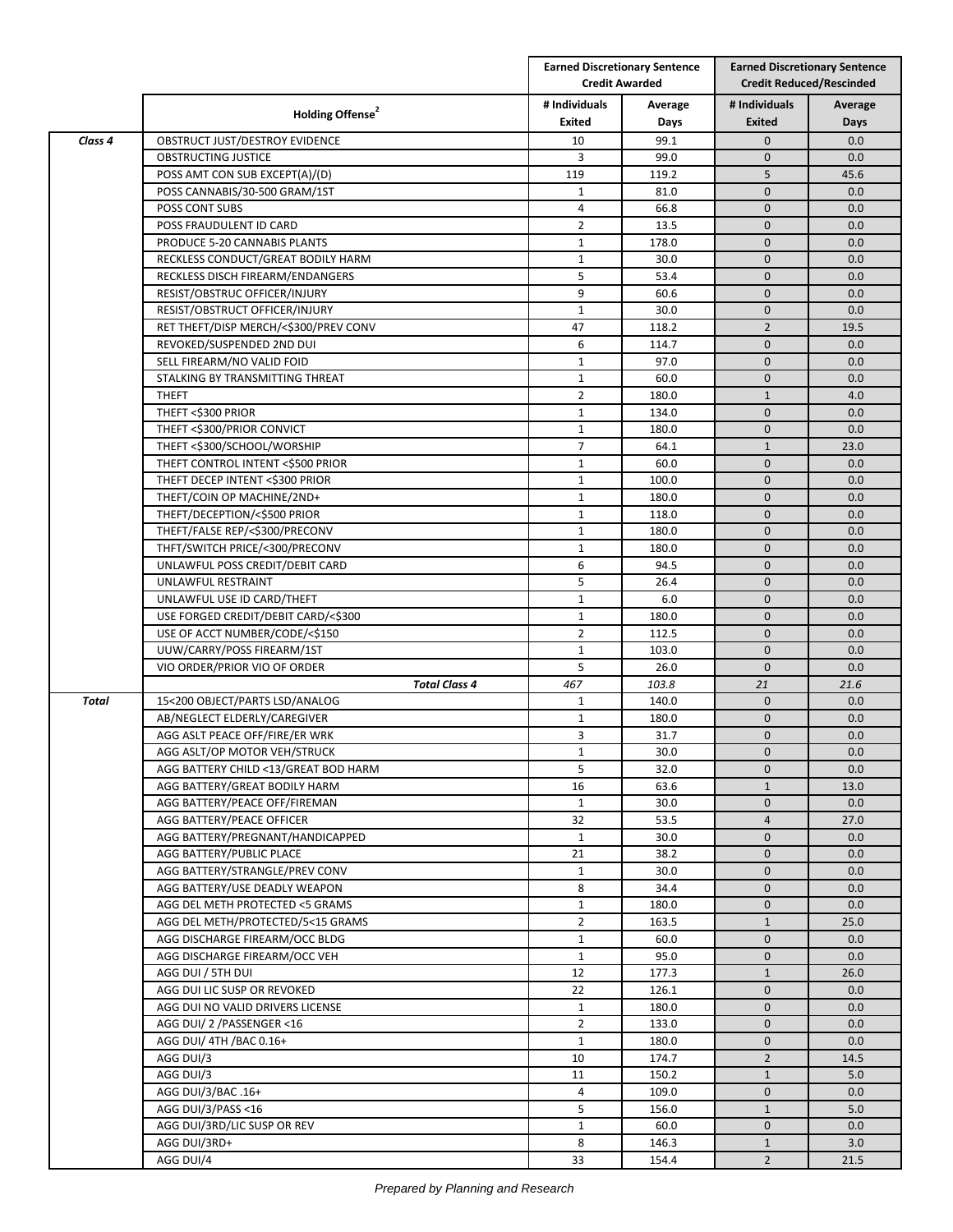| | Holding Offense[2] | Earned Discretionary Sentence Credit Awarded | | Earned Discretionary Sentence Credit Reduced/Rescinded | |
|---|---|---|---|---|---|
| | | # Individuals Exited | Average Days | # Individuals Exited | Average Days |
| *Class 4* | OBSTRUCT JUST/DESTROY EVIDENCE | 10 | 99.1 | 0 | 0.0 |
| | OBSTRUCTING JUSTICE | 3 | 99.0 | 0 | 0.0 |
| | POSS AMT CON SUB EXCEPT(A)/(D) | 119 | 119.2 | 5 | 45.6 |
| | POSS CANNABIS/30-500 GRAM/1ST | 1 | 81.0 | 0 | 0.0 |
| | POSS CONT SUBS | 4 | 66.8 | 0 | 0.0 |
| | POSS FRAUDULENT ID CARD | 2 | 13.5 | 0 | 0.0 |
| | PRODUCE 5-20 CANNABIS PLANTS | 1 | 178.0 | 0 | 0.0 |
| | RECKLESS CONDUCT/GREAT BODILY HARM | 1 | 30.0 | 0 | 0.0 |
| | RECKLESS DISCH FIREARM/ENDANGERS | 5 | 53.4 | 0 | 0.0 |
| | RESIST/OBSTRUC OFFICER/INJURY | 9 | 60.6 | 0 | 0.0 |
| | RESIST/OBSTRUCT OFFICER/INJURY | 1 | 30.0 | 0 | 0.0 |
| | RET THEFT/DISP MERCH/<$300/PREV CONV | 47 | 118.2 | 2 | 19.5 |
| | REVOKED/SUSPENDED 2ND DUI | 6 | 114.7 | 0 | 0.0 |
| | SELL FIREARM/NO VALID FOID | 1 | 97.0 | 0 | 0.0 |
| | STALKING BY TRANSMITTING THREAT | 1 | 60.0 | 0 | 0.0 |
| | THEFT | 2 | 180.0 | 1 | 4.0 |
| | THEFT <$300 PRIOR | 1 | 134.0 | 0 | 0.0 |
| | THEFT <$300/PRIOR CONVICT | 1 | 180.0 | 0 | 0.0 |
| | THEFT <$300/SCHOOL/WORSHIP | 7 | 64.1 | 1 | 23.0 |
| | THEFT CONTROL INTENT <$500 PRIOR | 1 | 60.0 | 0 | 0.0 |
| | THEFT DECEP INTENT <$300 PRIOR | 1 | 100.0 | 0 | 0.0 |
| | THEFT/COIN OP MACHINE/2ND+ | 1 | 180.0 | 0 | 0.0 |
| | THEFT/DECEPTION/<$500 PRIOR | 1 | 118.0 | 0 | 0.0 |
| | THEFT/FALSE REP/<$300/PRECONV | 1 | 180.0 | 0 | 0.0 |
| | THFT/SWITCH PRICE/<300/PRECONV | 1 | 180.0 | 0 | 0.0 |
| | UNLAWFUL POSS CREDIT/DEBIT CARD | 6 | 94.5 | 0 | 0.0 |
| | UNLAWFUL RESTRAINT | 5 | 26.4 | 0 | 0.0 |
| | UNLAWFUL USE ID CARD/THEFT | 1 | 6.0 | 0 | 0.0 |
| | USE FORGED CREDIT/DEBIT CARD/<$300 | 1 | 180.0 | 0 | 0.0 |
| | USE OF ACCT NUMBER/CODE/<$150 | 2 | 112.5 | 0 | 0.0 |
| | UUW/CARRY/POSS FIREARM/1ST | 1 | 103.0 | 0 | 0.0 |
| | VIO ORDER/PRIOR VIO OF ORDER | 5 | 26.0 | 0 | 0.0 |
| | ***Total Class 4*** | *467* | *103.8* | *21* | *21.6* |
| ***Total*** | 15<200 OBJECT/PARTS LSD/ANALOG | 1 | 140.0 | 0 | 0.0 |
| | AB/NEGLECT ELDERLY/CAREGIVER | 1 | 180.0 | 0 | 0.0 |
| | AGG ASLT PEACE OFF/FIRE/ER WRK | 3 | 31.7 | 0 | 0.0 |
| | AGG ASLT/OP MOTOR VEH/STRUCK | 1 | 30.0 | 0 | 0.0 |
| | AGG BATTERY CHILD <13/GREAT BOD HARM | 5 | 32.0 | 0 | 0.0 |
| | AGG BATTERY/GREAT BODILY HARM | 16 | 63.6 | 1 | 13.0 |
| | AGG BATTERY/PEACE OFF/FIREMAN | 1 | 30.0 | 0 | 0.0 |
| | AGG BATTERY/PEACE OFFICER | 32 | 53.5 | 4 | 27.0 |
| | AGG BATTERY/PREGNANT/HANDICAPPED | 1 | 30.0 | 0 | 0.0 |
| | AGG BATTERY/PUBLIC PLACE | 21 | 38.2 | 0 | 0.0 |
| | AGG BATTERY/STRANGLE/PREV CONV | 1 | 30.0 | 0 | 0.0 |
| | AGG BATTERY/USE DEADLY WEAPON | 8 | 34.4 | 0 | 0.0 |
| | AGG DEL METH PROTECTED <5 GRAMS | 1 | 180.0 | 0 | 0.0 |
| | AGG DEL METH/PROTECTED/5<15 GRAMS | 2 | 163.5 | 1 | 25.0 |
| | AGG DISCHARGE FIREARM/OCC BLDG | 1 | 60.0 | 0 | 0.0 |
| | AGG DISCHARGE FIREARM/OCC VEH | 1 | 95.0 | 0 | 0.0 |
| | AGG DUI / 5TH DUI | 12 | 177.3 | 1 | 26.0 |
| | AGG DUI LIC SUSP OR REVOKED | 22 | 126.1 | 0 | 0.0 |
| | AGG DUI NO VALID DRIVERS LICENSE | 1 | 180.0 | 0 | 0.0 |
| | AGG DUI/ 2 /PASSENGER <16 | 2 | 133.0 | 0 | 0.0 |
| | AGG DUI/ 4TH /BAC 0.16+ | 1 | 180.0 | 0 | 0.0 |
| | AGG DUI/3 | 10 | 174.7 | 2 | 14.5 |
| | AGG DUI/3 | 11 | 150.2 | 1 | 5.0 |
| | AGG DUI/3/BAC .16+ | 4 | 109.0 | 0 | 0.0 |
| | AGG DUI/3/PASS <16 | 5 | 156.0 | 1 | 5.0 |
| | AGG DUI/3RD/LIC SUSP OR REV | 1 | 60.0 | 0 | 0.0 |
| | AGG DUI/3RD+ | 8 | 146.3 | 1 | 3.0 |
| | AGG DUI/4 | 33 | 154.4 | 2 | 21.5 |

*Prepared by Planning and Research*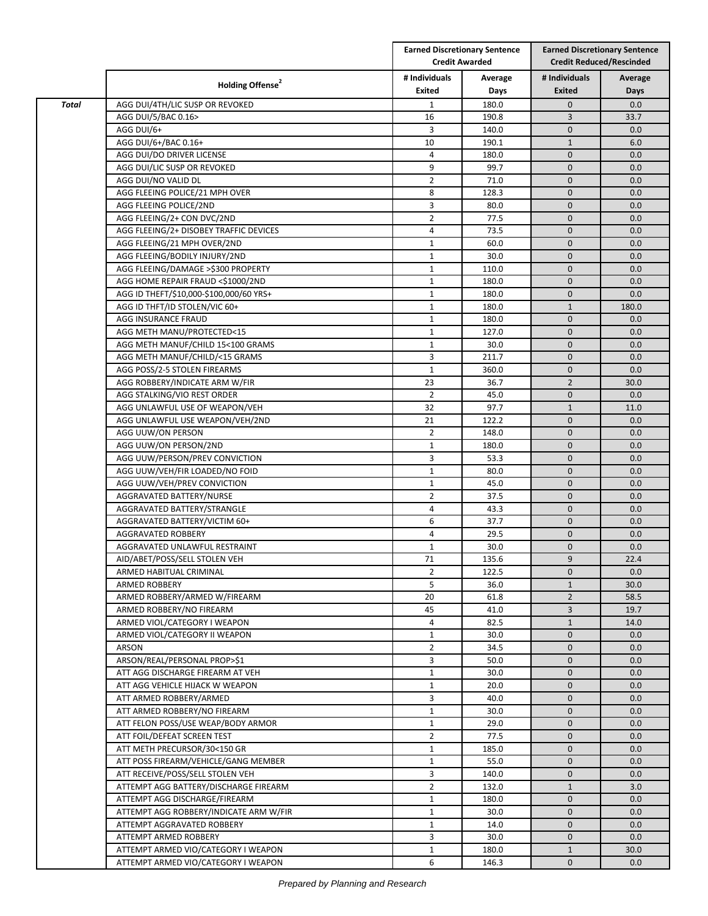| | Holding Offense[2] | Earned Discretionary Sentence Credit Awarded | | Earned Discretionary Sentence Credit Reduced/Rescinded | |
|---|---|---|---|---|---|
| | | # Individuals Exited | Average Days | # Individuals Exited | Average Days |
| *Total* | AGG DUI/4TH/LIC SUSP OR REVOKED | 1 | 180.0 | 0 | 0.0 |
| | AGG DUI/5/BAC 0.16> | 16 | 190.8 | 3 | 33.7 |
| | AGG DUI/6+ | 3 | 140.0 | 0 | 0.0 |
| | AGG DUI/6+/BAC 0.16+ | 10 | 190.1 | 1 | 6.0 |
| | AGG DUI/DO DRIVER LICENSE | 4 | 180.0 | 0 | 0.0 |
| | AGG DUI/LIC SUSP OR REVOKED | 9 | 99.7 | 0 | 0.0 |
| | AGG DUI/NO VALID DL | 2 | 71.0 | 0 | 0.0 |
| | AGG FLEEING POLICE/21 MPH OVER | 8 | 128.3 | 0 | 0.0 |
| | AGG FLEEING POLICE/2ND | 3 | 80.0 | 0 | 0.0 |
| | AGG FLEEING/2+ CON DVC/2ND | 2 | 77.5 | 0 | 0.0 |
| | AGG FLEEING/2+ DISOBEY TRAFFIC DEVICES | 4 | 73.5 | 0 | 0.0 |
| | AGG FLEEING/21 MPH OVER/2ND | 1 | 60.0 | 0 | 0.0 |
| | AGG FLEEING/BODILY INJURY/2ND | 1 | 30.0 | 0 | 0.0 |
| | AGG FLEEING/DAMAGE >$300 PROPERTY | 1 | 110.0 | 0 | 0.0 |
| | AGG HOME REPAIR FRAUD <$1000/2ND | 1 | 180.0 | 0 | 0.0 |
| | AGG ID THEFT/$10,000-$100,000/60 YRS+ | 1 | 180.0 | 0 | 0.0 |
| | AGG ID THFT/ID STOLEN/VIC 60+ | 1 | 180.0 | 1 | 180.0 |
| | AGG INSURANCE FRAUD | 1 | 180.0 | 0 | 0.0 |
| | AGG METH MANU/PROTECTED<15 | 1 | 127.0 | 0 | 0.0 |
| | AGG METH MANUF/CHILD 15<100 GRAMS | 1 | 30.0 | 0 | 0.0 |
| | AGG METH MANUF/CHILD/<15 GRAMS | 3 | 211.7 | 0 | 0.0 |
| | AGG POSS/2-5 STOLEN FIREARMS | 1 | 360.0 | 0 | 0.0 |
| | AGG ROBBERY/INDICATE ARM W/FIR | 23 | 36.7 | 2 | 30.0 |
| | AGG STALKING/VIO REST ORDER | 2 | 45.0 | 0 | 0.0 |
| | AGG UNLAWFUL USE OF WEAPON/VEH | 32 | 97.7 | 1 | 11.0 |
| | AGG UNLAWFUL USE WEAPON/VEH/2ND | 21 | 122.2 | 0 | 0.0 |
| | AGG UUW/ON PERSON | 2 | 148.0 | 0 | 0.0 |
| | AGG UUW/ON PERSON/2ND | 1 | 180.0 | 0 | 0.0 |
| | AGG UUW/PERSON/PREV CONVICTION | 3 | 53.3 | 0 | 0.0 |
| | AGG UUW/VEH/FIR LOADED/NO FOID | 1 | 80.0 | 0 | 0.0 |
| | AGG UUW/VEH/PREV CONVICTION | 1 | 45.0 | 0 | 0.0 |
| | AGGRAVATED BATTERY/NURSE | 2 | 37.5 | 0 | 0.0 |
| | AGGRAVATED BATTERY/STRANGLE | 4 | 43.3 | 0 | 0.0 |
| | AGGRAVATED BATTERY/VICTIM 60+ | 6 | 37.7 | 0 | 0.0 |
| | AGGRAVATED ROBBERY | 4 | 29.5 | 0 | 0.0 |
| | AGGRAVATED UNLAWFUL RESTRAINT | 1 | 30.0 | 0 | 0.0 |
| | AID/ABET/POSS/SELL STOLEN VEH | 71 | 135.6 | 9 | 22.4 |
| | ARMED HABITUAL CRIMINAL | 2 | 122.5 | 0 | 0.0 |
| | ARMED ROBBERY | 5 | 36.0 | 1 | 30.0 |
| | ARMED ROBBERY/ARMED W/FIREARM | 20 | 61.8 | 2 | 58.5 |
| | ARMED ROBBERY/NO FIREARM | 45 | 41.0 | 3 | 19.7 |
| | ARMED VIOL/CATEGORY I WEAPON | 4 | 82.5 | 1 | 14.0 |
| | ARMED VIOL/CATEGORY II WEAPON | 1 | 30.0 | 0 | 0.0 |
| | ARSON | 2 | 34.5 | 0 | 0.0 |
| | ARSON/REAL/PERSONAL PROP>$1 | 3 | 50.0 | 0 | 0.0 |
| | ATT AGG DISCHARGE FIREARM AT VEH | 1 | 30.0 | 0 | 0.0 |
| | ATT AGG VEHICLE HIJACK W WEAPON | 1 | 20.0 | 0 | 0.0 |
| | ATT ARMED ROBBERY/ARMED | 3 | 40.0 | 0 | 0.0 |
| | ATT ARMED ROBBERY/NO FIREARM | 1 | 30.0 | 0 | 0.0 |
| | ATT FELON POSS/USE WEAP/BODY ARMOR | 1 | 29.0 | 0 | 0.0 |
| | ATT FOIL/DEFEAT SCREEN TEST | 2 | 77.5 | 0 | 0.0 |
| | ATT METH PRECURSOR/30<150 GR | 1 | 185.0 | 0 | 0.0 |
| | ATT POSS FIREARM/VEHICLE/GANG MEMBER | 1 | 55.0 | 0 | 0.0 |
| | ATT RECEIVE/POSS/SELL STOLEN VEH | 3 | 140.0 | 0 | 0.0 |
| | ATTEMPT AGG BATTERY/DISCHARGE FIREARM | 2 | 132.0 | 1 | 3.0 |
| | ATTEMPT AGG DISCHARGE/FIREARM | 1 | 180.0 | 0 | 0.0 |
| | ATTEMPT AGG ROBBERY/INDICATE ARM W/FIR | 1 | 30.0 | 0 | 0.0 |
| | ATTEMPT AGGRAVATED ROBBERY | 1 | 14.0 | 0 | 0.0 |
| | ATTEMPT ARMED ROBBERY | 3 | 30.0 | 0 | 0.0 |
| | ATTEMPT ARMED VIO/CATEGORY I WEAPON | 1 | 180.0 | 1 | 30.0 |
| | ATTEMPT ARMED VIO/CATEGORY I WEAPON | 6 | 146.3 | 0 | 0.0 |

*Prepared by Planning and Research*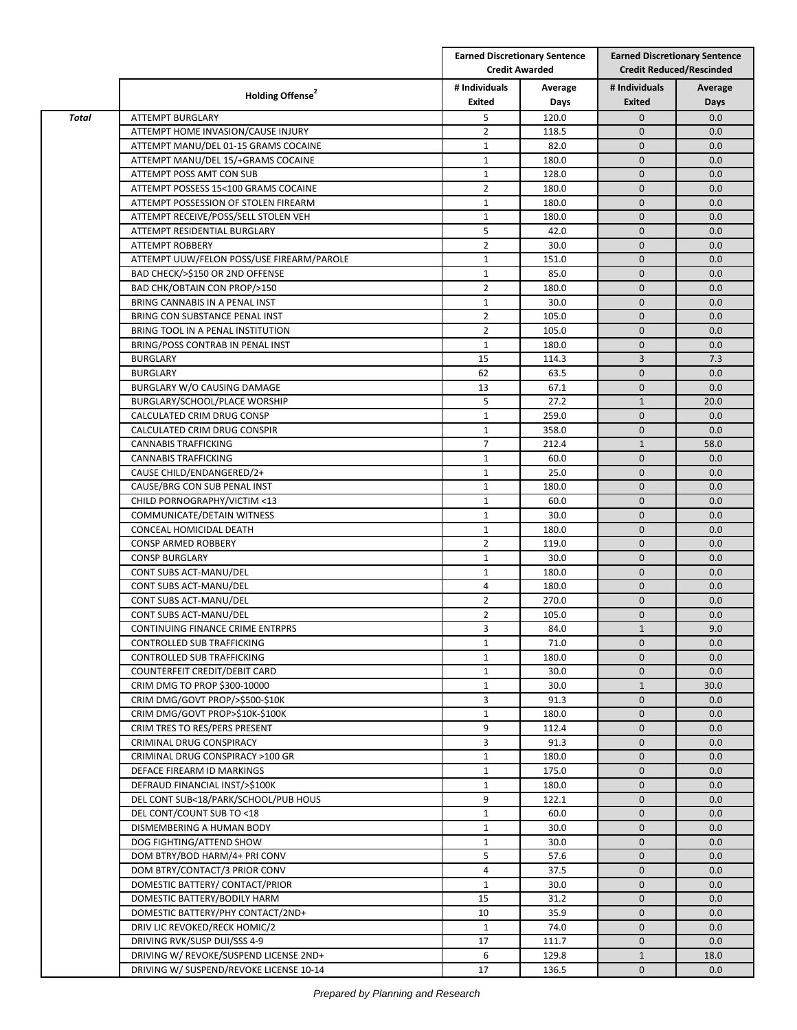| | Holding Offense[2] | Earned Discretionary Sentence Credit Awarded | | Earned Discretionary Sentence Credit Reduced/Rescinded | |
|---|---|---|---|---|---|
| | | # Individuals Exited | Average Days | # Individuals Exited | Average Days |
| ***Total*** | ATTEMPT BURGLARY | 5 | 120.0 | 0 | 0.0 |
| | ATTEMPT HOME INVASION/CAUSE INJURY | 2 | 118.5 | 0 | 0.0 |
| | ATTEMPT MANU/DEL 01-15 GRAMS COCAINE | 1 | 82.0 | 0 | 0.0 |
| | ATTEMPT MANU/DEL 15/+GRAMS COCAINE | 1 | 180.0 | 0 | 0.0 |
| | ATTEMPT POSS AMT CON SUB | 1 | 128.0 | 0 | 0.0 |
| | ATTEMPT POSSESS 15<100 GRAMS COCAINE | 2 | 180.0 | 0 | 0.0 |
| | ATTEMPT POSSESSION OF STOLEN FIREARM | 1 | 180.0 | 0 | 0.0 |
| | ATTEMPT RECEIVE/POSS/SELL STOLEN VEH | 1 | 180.0 | 0 | 0.0 |
| | ATTEMPT RESIDENTIAL BURGLARY | 5 | 42.0 | 0 | 0.0 |
| | ATTEMPT ROBBERY | 2 | 30.0 | 0 | 0.0 |
| | ATTEMPT UUW/FELON POSS/USE FIREARM/PAROLE | 1 | 151.0 | 0 | 0.0 |
| | BAD CHECK/>$150 OR 2ND OFFENSE | 1 | 85.0 | 0 | 0.0 |
| | BAD CHK/OBTAIN CON PROP/>150 | 2 | 180.0 | 0 | 0.0 |
| | BRING CANNABIS IN A PENAL INST | 1 | 30.0 | 0 | 0.0 |
| | BRING CON SUBSTANCE PENAL INST | 2 | 105.0 | 0 | 0.0 |
| | BRING TOOL IN A PENAL INSTITUTION | 2 | 105.0 | 0 | 0.0 |
| | BRING/POSS CONTRAB IN PENAL INST | 1 | 180.0 | 0 | 0.0 |
| | BURGLARY | 15 | 114.3 | 3 | 7.3 |
| | BURGLARY | 62 | 63.5 | 0 | 0.0 |
| | BURGLARY W/O CAUSING DAMAGE | 13 | 67.1 | 0 | 0.0 |
| | BURGLARY/SCHOOL/PLACE WORSHIP | 5 | 27.2 | 1 | 20.0 |
| | CALCULATED CRIM DRUG CONSP | 1 | 259.0 | 0 | 0.0 |
| | CALCULATED CRIM DRUG CONSPIR | 1 | 358.0 | 0 | 0.0 |
| | CANNABIS TRAFFICKING | 7 | 212.4 | 1 | 58.0 |
| | CANNABIS TRAFFICKING | 1 | 60.0 | 0 | 0.0 |
| | CAUSE CHILD/ENDANGERED/2+ | 1 | 25.0 | 0 | 0.0 |
| | CAUSE/BRG CON SUB PENAL INST | 1 | 180.0 | 0 | 0.0 |
| | CHILD PORNOGRAPHY/VICTIM <13 | 1 | 60.0 | 0 | 0.0 |
| | COMMUNICATE/DETAIN WITNESS | 1 | 30.0 | 0 | 0.0 |
| | CONCEAL HOMICIDAL DEATH | 1 | 180.0 | 0 | 0.0 |
| | CONSP ARMED ROBBERY | 2 | 119.0 | 0 | 0.0 |
| | CONSP BURGLARY | 1 | 30.0 | 0 | 0.0 |
| | CONT SUBS ACT-MANU/DEL | 1 | 180.0 | 0 | 0.0 |
| | CONT SUBS ACT-MANU/DEL | 4 | 180.0 | 0 | 0.0 |
| | CONT SUBS ACT-MANU/DEL | 2 | 270.0 | 0 | 0.0 |
| | CONT SUBS ACT-MANU/DEL | 2 | 105.0 | 0 | 0.0 |
| | CONTINUING FINANCE CRIME ENTRPRS | 3 | 84.0 | 1 | 9.0 |
| | CONTROLLED SUB TRAFFICKING | 1 | 71.0 | 0 | 0.0 |
| | CONTROLLED SUB TRAFFICKING | 1 | 180.0 | 0 | 0.0 |
| | COUNTERFEIT CREDIT/DEBIT CARD | 1 | 30.0 | 0 | 0.0 |
| | CRIM DMG TO PROP $300-10000 | 1 | 30.0 | 1 | 30.0 |
| | CRIM DMG/GOVT PROP/>$500-$10K | 3 | 91.3 | 0 | 0.0 |
| | CRIM DMG/GOVT PROP>$10K-$100K | 1 | 180.0 | 0 | 0.0 |
| | CRIM TRES TO RES/PERS PRESENT | 9 | 112.4 | 0 | 0.0 |
| | CRIMINAL DRUG CONSPIRACY | 3 | 91.3 | 0 | 0.0 |
| | CRIMINAL DRUG CONSPIRACY >100 GR | 1 | 180.0 | 0 | 0.0 |
| | DEFACE FIREARM ID MARKINGS | 1 | 175.0 | 0 | 0.0 |
| | DEFRAUD FINANCIAL INST/>$100K | 1 | 180.0 | 0 | 0.0 |
| | DEL CONT SUB<18/PARK/SCHOOL/PUB HOUS | 9 | 122.1 | 0 | 0.0 |
| | DEL CONT/COUNT SUB TO <18 | 1 | 60.0 | 0 | 0.0 |
| | DISMEMBERING A HUMAN BODY | 1 | 30.0 | 0 | 0.0 |
| | DOG FIGHTING/ATTEND SHOW | 1 | 30.0 | 0 | 0.0 |
| | DOM BTRY/BOD HARM/4+ PRI CONV | 5 | 57.6 | 0 | 0.0 |
| | DOM BTRY/CONTACT/3 PRIOR CONV | 4 | 37.5 | 0 | 0.0 |
| | DOMESTIC BATTERY/ CONTACT/PRIOR | 1 | 30.0 | 0 | 0.0 |
| | DOMESTIC BATTERY/BODILY HARM | 15 | 31.2 | 0 | 0.0 |
| | DOMESTIC BATTERY/PHY CONTACT/2ND+ | 10 | 35.9 | 0 | 0.0 |
| | DRIV LIC REVOKED/RECK HOMIC/2 | 1 | 74.0 | 0 | 0.0 |
| | DRIVING RVK/SUSP DUI/SSS 4-9 | 17 | 111.7 | 0 | 0.0 |
| | DRIVING W/ REVOKE/SUSPEND LICENSE 2ND+ | 6 | 129.8 | 1 | 18.0 |
| | DRIVING W/ SUSPEND/REVOKE LICENSE 10-14 | 17 | 136.5 | 0 | 0.0 |

*Prepared by Planning and Research*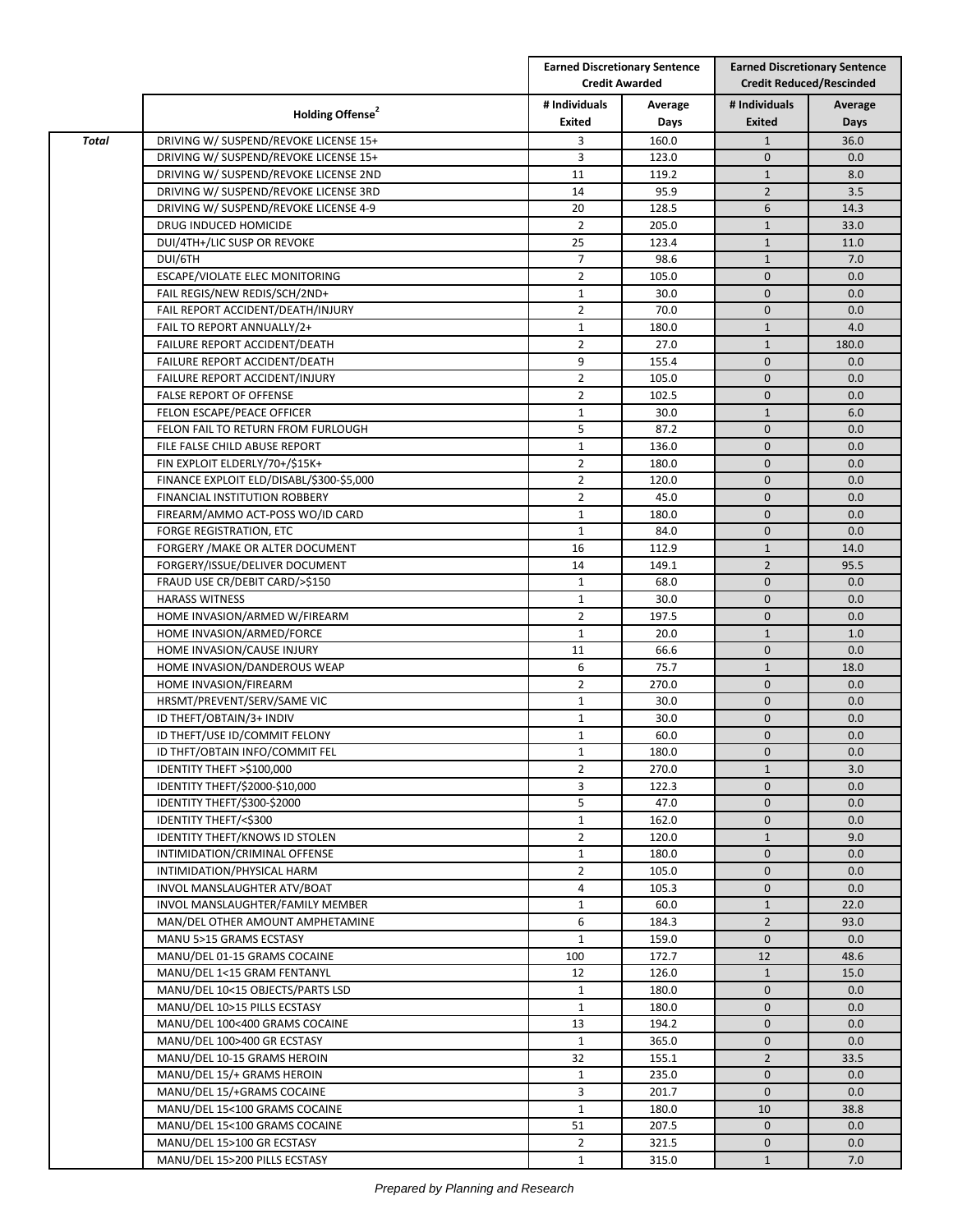| | Holding Offense[2] | Earned Discretionary Sentence Credit Awarded | | Earned Discretionary Sentence Credit Reduced/Rescinded | |
|---|---|---|---|---|---|
| | | # Individuals Exited | Average Days | # Individuals Exited | Average Days |
| *Total* | DRIVING W/ SUSPEND/REVOKE LICENSE 15+ | 3 | 160.0 | 1 | 36.0 |
| | DRIVING W/ SUSPEND/REVOKE LICENSE 15+ | 3 | 123.0 | 0 | 0.0 |
| | DRIVING W/ SUSPEND/REVOKE LICENSE 2ND | 11 | 119.2 | 1 | 8.0 |
| | DRIVING W/ SUSPEND/REVOKE LICENSE 3RD | 14 | 95.9 | 2 | 3.5 |
| | DRIVING W/ SUSPEND/REVOKE LICENSE 4-9 | 20 | 128.5 | 6 | 14.3 |
| | DRUG INDUCED HOMICIDE | 2 | 205.0 | 1 | 33.0 |
| | DUI/4TH+/LIC SUSP OR REVOKE | 25 | 123.4 | 1 | 11.0 |
| | DUI/6TH | 7 | 98.6 | 1 | 7.0 |
| | ESCAPE/VIOLATE ELEC MONITORING | 2 | 105.0 | 0 | 0.0 |
| | FAIL REGIS/NEW REDIS/SCH/2ND+ | 1 | 30.0 | 0 | 0.0 |
| | FAIL REPORT ACCIDENT/DEATH/INJURY | 2 | 70.0 | 0 | 0.0 |
| | FAIL TO REPORT ANNUALLY/2+ | 1 | 180.0 | 1 | 4.0 |
| | FAILURE REPORT ACCIDENT/DEATH | 2 | 27.0 | 1 | 180.0 |
| | FAILURE REPORT ACCIDENT/DEATH | 9 | 155.4 | 0 | 0.0 |
| | FAILURE REPORT ACCIDENT/INJURY | 2 | 105.0 | 0 | 0.0 |
| | FALSE REPORT OF OFFENSE | 2 | 102.5 | 0 | 0.0 |
| | FELON ESCAPE/PEACE OFFICER | 1 | 30.0 | 1 | 6.0 |
| | FELON FAIL TO RETURN FROM FURLOUGH | 5 | 87.2 | 0 | 0.0 |
| | FILE FALSE CHILD ABUSE REPORT | 1 | 136.0 | 0 | 0.0 |
| | FIN EXPLOIT ELDERLY/70+/$15K+ | 2 | 180.0 | 0 | 0.0 |
| | FINANCE EXPLOIT ELD/DISABL/$300-$5,000 | 2 | 120.0 | 0 | 0.0 |
| | FINANCIAL INSTITUTION ROBBERY | 2 | 45.0 | 0 | 0.0 |
| | FIREARM/AMMO ACT-POSS WO/ID CARD | 1 | 180.0 | 0 | 0.0 |
| | FORGE REGISTRATION, ETC | 1 | 84.0 | 0 | 0.0 |
| | FORGERY /MAKE OR ALTER DOCUMENT | 16 | 112.9 | 1 | 14.0 |
| | FORGERY/ISSUE/DELIVER DOCUMENT | 14 | 149.1 | 2 | 95.5 |
| | FRAUD USE CR/DEBIT CARD/>$150 | 1 | 68.0 | 0 | 0.0 |
| | HARASS WITNESS | 1 | 30.0 | 0 | 0.0 |
| | HOME INVASION/ARMED W/FIREARM | 2 | 197.5 | 0 | 0.0 |
| | HOME INVASION/ARMED/FORCE | 1 | 20.0 | 1 | 1.0 |
| | HOME INVASION/CAUSE INJURY | 11 | 66.6 | 0 | 0.0 |
| | HOME INVASION/DANDEROUS WEAP | 6 | 75.7 | 1 | 18.0 |
| | HOME INVASION/FIREARM | 2 | 270.0 | 0 | 0.0 |
| | HRSMT/PREVENT/SERV/SAME VIC | 1 | 30.0 | 0 | 0.0 |
| | ID THEFT/OBTAIN/3+ INDIV | 1 | 30.0 | 0 | 0.0 |
| | ID THEFT/USE ID/COMMIT FELONY | 1 | 60.0 | 0 | 0.0 |
| | ID THFT/OBTAIN INFO/COMMIT FEL | 1 | 180.0 | 0 | 0.0 |
| | IDENTITY THEFT >$100,000 | 2 | 270.0 | 1 | 3.0 |
| | IDENTITY THEFT/$2000-$10,000 | 3 | 122.3 | 0 | 0.0 |
| | IDENTITY THEFT/$300-$2000 | 5 | 47.0 | 0 | 0.0 |
| | IDENTITY THEFT/<$300 | 1 | 162.0 | 0 | 0.0 |
| | IDENTITY THEFT/KNOWS ID STOLEN | 2 | 120.0 | 1 | 9.0 |
| | INTIMIDATION/CRIMINAL OFFENSE | 1 | 180.0 | 0 | 0.0 |
| | INTIMIDATION/PHYSICAL HARM | 2 | 105.0 | 0 | 0.0 |
| | INVOL MANSLAUGHTER ATV/BOAT | 4 | 105.3 | 0 | 0.0 |
| | INVOL MANSLAUGHTER/FAMILY MEMBER | 1 | 60.0 | 1 | 22.0 |
| | MAN/DEL OTHER AMOUNT AMPHETAMINE | 6 | 184.3 | 2 | 93.0 |
| | MANU 5>15 GRAMS ECSTASY | 1 | 159.0 | 0 | 0.0 |
| | MANU/DEL 01-15 GRAMS COCAINE | 100 | 172.7 | 12 | 48.6 |
| | MANU/DEL 1<15 GRAM FENTANYL | 12 | 126.0 | 1 | 15.0 |
| | MANU/DEL 10<15 OBJECTS/PARTS LSD | 1 | 180.0 | 0 | 0.0 |
| | MANU/DEL 10>15 PILLS ECSTASY | 1 | 180.0 | 0 | 0.0 |
| | MANU/DEL 100<400 GRAMS COCAINE | 13 | 194.2 | 0 | 0.0 |
| | MANU/DEL 100>400 GR ECSTASY | 1 | 365.0 | 0 | 0.0 |
| | MANU/DEL 10-15 GRAMS HEROIN | 32 | 155.1 | 2 | 33.5 |
| | MANU/DEL 15/+ GRAMS HEROIN | 1 | 235.0 | 0 | 0.0 |
| | MANU/DEL 15/+GRAMS COCAINE | 3 | 201.7 | 0 | 0.0 |
| | MANU/DEL 15<100 GRAMS COCAINE | 1 | 180.0 | 10 | 38.8 |
| | MANU/DEL 15<100 GRAMS COCAINE | 51 | 207.5 | 0 | 0.0 |
| | MANU/DEL 15>100 GR ECSTASY | 2 | 321.5 | 0 | 0.0 |
| | MANU/DEL 15>200 PILLS ECSTASY | 1 | 315.0 | 1 | 7.0 |

*Prepared by Planning and Research*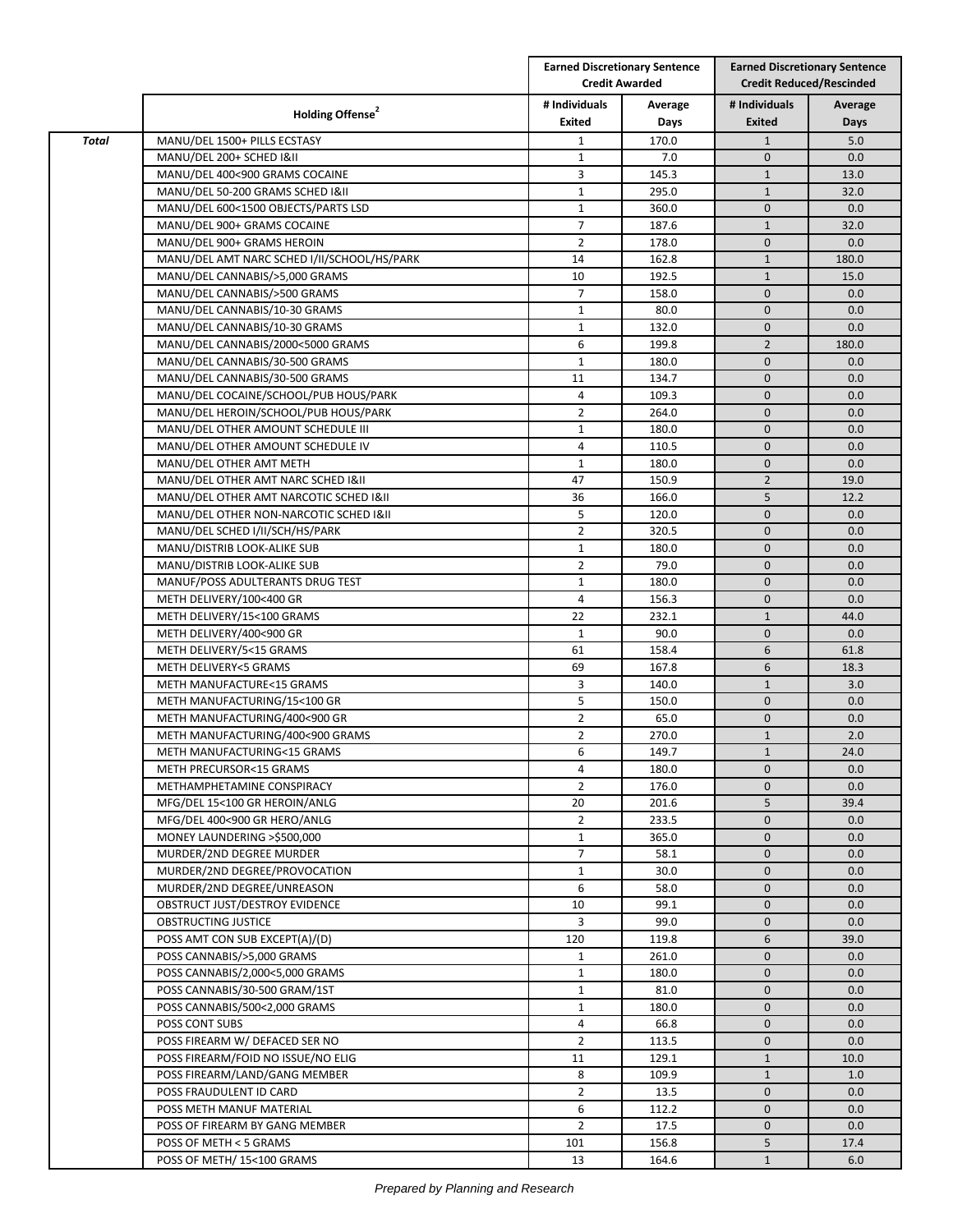|  | Holding Offense[2] | Earned Discretionary Sentence Credit Awarded |  | Earned Discretionary Sentence Credit Reduced/Rescinded |  |
|---|---|---|---|---|---|
|  |  | # Individuals Exited | Average Days | # Individuals Exited | Average Days |
| *Total* | MANU/DEL 1500+ PILLS ECSTASY | 1 | 170.0 | 1 | 5.0 |
|  | MANU/DEL 200+ SCHED I&II | 1 | 7.0 | 0 | 0.0 |
|  | MANU/DEL 400<900 GRAMS COCAINE | 3 | 145.3 | 1 | 13.0 |
|  | MANU/DEL 50-200 GRAMS SCHED I&II | 1 | 295.0 | 1 | 32.0 |
|  | MANU/DEL 600<1500 OBJECTS/PARTS LSD | 1 | 360.0 | 0 | 0.0 |
|  | MANU/DEL 900+ GRAMS COCAINE | 7 | 187.6 | 1 | 32.0 |
|  | MANU/DEL 900+ GRAMS HEROIN | 2 | 178.0 | 0 | 0.0 |
|  | MANU/DEL AMT NARC SCHED I/II/SCHOOL/HS/PARK | 14 | 162.8 | 1 | 180.0 |
|  | MANU/DEL CANNABIS/>5,000 GRAMS | 10 | 192.5 | 1 | 15.0 |
|  | MANU/DEL CANNABIS/>500 GRAMS | 7 | 158.0 | 0 | 0.0 |
|  | MANU/DEL CANNABIS/10-30 GRAMS | 1 | 80.0 | 0 | 0.0 |
|  | MANU/DEL CANNABIS/10-30 GRAMS | 1 | 132.0 | 0 | 0.0 |
|  | MANU/DEL CANNABIS/2000<5000 GRAMS | 6 | 199.8 | 2 | 180.0 |
|  | MANU/DEL CANNABIS/30-500 GRAMS | 1 | 180.0 | 0 | 0.0 |
|  | MANU/DEL CANNABIS/30-500 GRAMS | 11 | 134.7 | 0 | 0.0 |
|  | MANU/DEL COCAINE/SCHOOL/PUB HOUS/PARK | 4 | 109.3 | 0 | 0.0 |
|  | MANU/DEL HEROIN/SCHOOL/PUB HOUS/PARK | 2 | 264.0 | 0 | 0.0 |
|  | MANU/DEL OTHER AMOUNT SCHEDULE III | 1 | 180.0 | 0 | 0.0 |
|  | MANU/DEL OTHER AMOUNT SCHEDULE IV | 4 | 110.5 | 0 | 0.0 |
|  | MANU/DEL OTHER AMT METH | 1 | 180.0 | 0 | 0.0 |
|  | MANU/DEL OTHER AMT NARC SCHED I&II | 47 | 150.9 | 2 | 19.0 |
|  | MANU/DEL OTHER AMT NARCOTIC SCHED I&II | 36 | 166.0 | 5 | 12.2 |
|  | MANU/DEL OTHER NON-NARCOTIC SCHED I&II | 5 | 120.0 | 0 | 0.0 |
|  | MANU/DEL SCHED I/II/SCH/HS/PARK | 2 | 320.5 | 0 | 0.0 |
|  | MANU/DISTRIB LOOK-ALIKE SUB | 1 | 180.0 | 0 | 0.0 |
|  | MANU/DISTRIB LOOK-ALIKE SUB | 2 | 79.0 | 0 | 0.0 |
|  | MANUF/POSS ADULTERANTS DRUG TEST | 1 | 180.0 | 0 | 0.0 |
|  | METH DELIVERY/100<400 GR | 4 | 156.3 | 0 | 0.0 |
|  | METH DELIVERY/15<100 GRAMS | 22 | 232.1 | 1 | 44.0 |
|  | METH DELIVERY/400<900 GR | 1 | 90.0 | 0 | 0.0 |
|  | METH DELIVERY/5<15 GRAMS | 61 | 158.4 | 6 | 61.8 |
|  | METH DELIVERY<5 GRAMS | 69 | 167.8 | 6 | 18.3 |
|  | METH MANUFACTURE<15 GRAMS | 3 | 140.0 | 1 | 3.0 |
|  | METH MANUFACTURING/15<100 GR | 5 | 150.0 | 0 | 0.0 |
|  | METH MANUFACTURING/400<900 GR | 2 | 65.0 | 0 | 0.0 |
|  | METH MANUFACTURING/400<900 GRAMS | 2 | 270.0 | 1 | 2.0 |
|  | METH MANUFACTURING<15 GRAMS | 6 | 149.7 | 1 | 24.0 |
|  | METH PRECURSOR<15 GRAMS | 4 | 180.0 | 0 | 0.0 |
|  | METHAMPHETAMINE CONSPIRACY | 2 | 176.0 | 0 | 0.0 |
|  | MFG/DEL 15<100 GR HEROIN/ANLG | 20 | 201.6 | 5 | 39.4 |
|  | MFG/DEL 400<900 GR HERO/ANLG | 2 | 233.5 | 0 | 0.0 |
|  | MONEY LAUNDERING >$500,000 | 1 | 365.0 | 0 | 0.0 |
|  | MURDER/2ND DEGREE MURDER | 7 | 58.1 | 0 | 0.0 |
|  | MURDER/2ND DEGREE/PROVOCATION | 1 | 30.0 | 0 | 0.0 |
|  | MURDER/2ND DEGREE/UNREASON | 6 | 58.0 | 0 | 0.0 |
|  | OBSTRUCT JUST/DESTROY EVIDENCE | 10 | 99.1 | 0 | 0.0 |
|  | OBSTRUCTING JUSTICE | 3 | 99.0 | 0 | 0.0 |
|  | POSS AMT CON SUB EXCEPT(A)/(D) | 120 | 119.8 | 6 | 39.0 |
|  | POSS CANNABIS/>5,000 GRAMS | 1 | 261.0 | 0 | 0.0 |
|  | POSS CANNABIS/2,000<5,000 GRAMS | 1 | 180.0 | 0 | 0.0 |
|  | POSS CANNABIS/30-500 GRAM/1ST | 1 | 81.0 | 0 | 0.0 |
|  | POSS CANNABIS/500<2,000 GRAMS | 1 | 180.0 | 0 | 0.0 |
|  | POSS CONT SUBS | 4 | 66.8 | 0 | 0.0 |
|  | POSS FIREARM W/ DEFACED SER NO | 2 | 113.5 | 0 | 0.0 |
|  | POSS FIREARM/FOID NO ISSUE/NO ELIG | 11 | 129.1 | 1 | 10.0 |
|  | POSS FIREARM/LAND/GANG MEMBER | 8 | 109.9 | 1 | 1.0 |
|  | POSS FRAUDULENT ID CARD | 2 | 13.5 | 0 | 0.0 |
|  | POSS METH MANUF MATERIAL | 6 | 112.2 | 0 | 0.0 |
|  | POSS OF FIREARM BY GANG MEMBER | 2 | 17.5 | 0 | 0.0 |
|  | POSS OF METH < 5 GRAMS | 101 | 156.8 | 5 | 17.4 |
|  | POSS OF METH/ 15<100 GRAMS | 13 | 164.6 | 1 | 6.0 |

*Prepared by Planning and Research*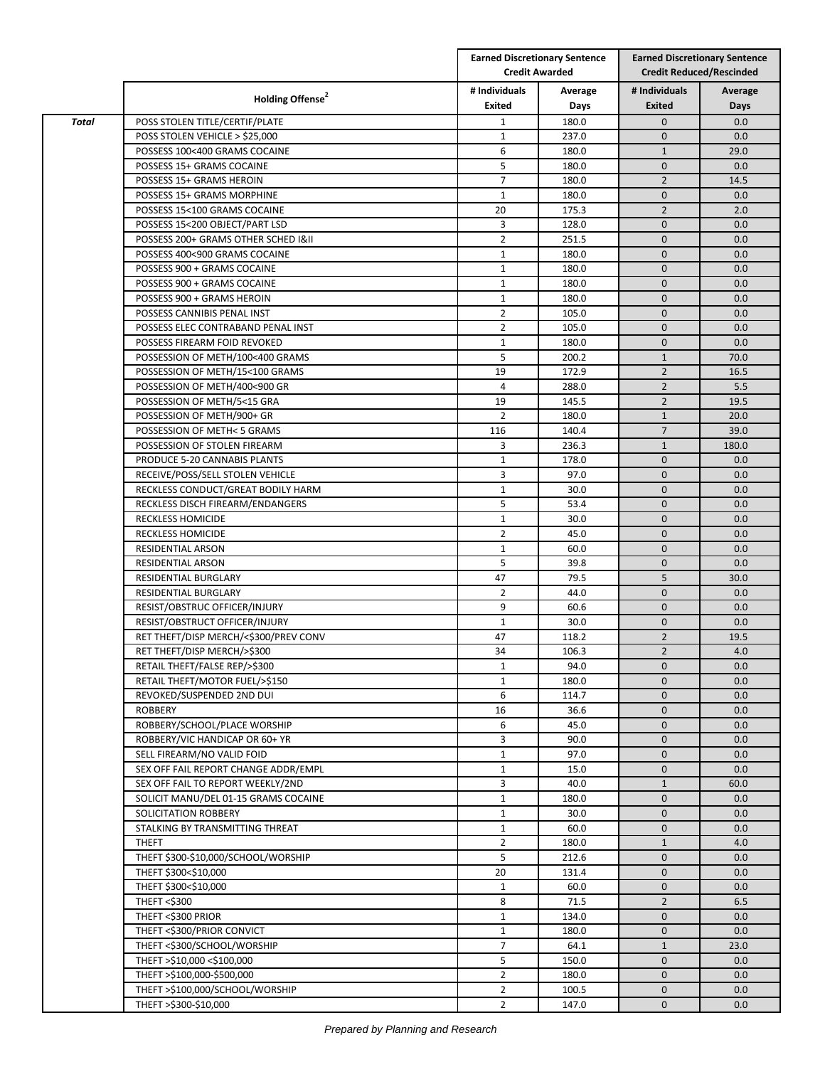| | Holding Offense[2] | Earned Discretionary Sentence Credit Awarded | | Earned Discretionary Sentence Credit Reduced/Rescinded | |
|---|---|---|---|---|---|
| | | # Individuals Exited | Average Days | # Individuals Exited | Average Days |
| ***Total*** | POSS STOLEN TITLE/CERTIF/PLATE | 1 | 180.0 | 0 | 0.0 |
| | POSS STOLEN VEHICLE > $25,000 | 1 | 237.0 | 0 | 0.0 |
| | POSSESS 100<400 GRAMS COCAINE | 6 | 180.0 | 1 | 29.0 |
| | POSSESS 15+ GRAMS COCAINE | 5 | 180.0 | 0 | 0.0 |
| | POSSESS 15+ GRAMS HEROIN | 7 | 180.0 | 2 | 14.5 |
| | POSSESS 15+ GRAMS MORPHINE | 1 | 180.0 | 0 | 0.0 |
| | POSSESS 15<100 GRAMS COCAINE | 20 | 175.3 | 2 | 2.0 |
| | POSSESS 15<200 OBJECT/PART LSD | 3 | 128.0 | 0 | 0.0 |
| | POSSESS 200+ GRAMS OTHER SCHED I&II | 2 | 251.5 | 0 | 0.0 |
| | POSSESS 400<900 GRAMS COCAINE | 1 | 180.0 | 0 | 0.0 |
| | POSSESS 900 + GRAMS COCAINE | 1 | 180.0 | 0 | 0.0 |
| | POSSESS 900 + GRAMS COCAINE | 1 | 180.0 | 0 | 0.0 |
| | POSSESS 900 + GRAMS HEROIN | 1 | 180.0 | 0 | 0.0 |
| | POSSESS CANNIBIS PENAL INST | 2 | 105.0 | 0 | 0.0 |
| | POSSESS ELEC CONTRABAND PENAL INST | 2 | 105.0 | 0 | 0.0 |
| | POSSESS FIREARM FOID REVOKED | 1 | 180.0 | 0 | 0.0 |
| | POSSESSION OF METH/100<400 GRAMS | 5 | 200.2 | 1 | 70.0 |
| | POSSESSION OF METH/15<100 GRAMS | 19 | 172.9 | 2 | 16.5 |
| | POSSESSION OF METH/400<900 GR | 4 | 288.0 | 2 | 5.5 |
| | POSSESSION OF METH/5<15 GRA | 19 | 145.5 | 2 | 19.5 |
| | POSSESSION OF METH/900+ GR | 2 | 180.0 | 1 | 20.0 |
| | POSSESSION OF METH< 5 GRAMS | 116 | 140.4 | 7 | 39.0 |
| | POSSESSION OF STOLEN FIREARM | 3 | 236.3 | 1 | 180.0 |
| | PRODUCE 5-20 CANNABIS PLANTS | 1 | 178.0 | 0 | 0.0 |
| | RECEIVE/POSS/SELL STOLEN VEHICLE | 3 | 97.0 | 0 | 0.0 |
| | RECKLESS CONDUCT/GREAT BODILY HARM | 1 | 30.0 | 0 | 0.0 |
| | RECKLESS DISCH FIREARM/ENDANGERS | 5 | 53.4 | 0 | 0.0 |
| | RECKLESS HOMICIDE | 1 | 30.0 | 0 | 0.0 |
| | RECKLESS HOMICIDE | 2 | 45.0 | 0 | 0.0 |
| | RESIDENTIAL ARSON | 1 | 60.0 | 0 | 0.0 |
| | RESIDENTIAL ARSON | 5 | 39.8 | 0 | 0.0 |
| | RESIDENTIAL BURGLARY | 47 | 79.5 | 5 | 30.0 |
| | RESIDENTIAL BURGLARY | 2 | 44.0 | 0 | 0.0 |
| | RESIST/OBSTRUC OFFICER/INJURY | 9 | 60.6 | 0 | 0.0 |
| | RESIST/OBSTRUCT OFFICER/INJURY | 1 | 30.0 | 0 | 0.0 |
| | RET THEFT/DISP MERCH/<$300/PREV CONV | 47 | 118.2 | 2 | 19.5 |
| | RET THEFT/DISP MERCH/>$300 | 34 | 106.3 | 2 | 4.0 |
| | RETAIL THEFT/FALSE REP/>$300 | 1 | 94.0 | 0 | 0.0 |
| | RETAIL THEFT/MOTOR FUEL/>$150 | 1 | 180.0 | 0 | 0.0 |
| | REVOKED/SUSPENDED 2ND DUI | 6 | 114.7 | 0 | 0.0 |
| | ROBBERY | 16 | 36.6 | 0 | 0.0 |
| | ROBBERY/SCHOOL/PLACE WORSHIP | 6 | 45.0 | 0 | 0.0 |
| | ROBBERY/VIC HANDICAP OR 60+ YR | 3 | 90.0 | 0 | 0.0 |
| | SELL FIREARM/NO VALID FOID | 1 | 97.0 | 0 | 0.0 |
| | SEX OFF FAIL REPORT CHANGE ADDR/EMPL | 1 | 15.0 | 0 | 0.0 |
| | SEX OFF FAIL TO REPORT WEEKLY/2ND | 3 | 40.0 | 1 | 60.0 |
| | SOLICIT MANU/DEL 01-15 GRAMS COCAINE | 1 | 180.0 | 0 | 0.0 |
| | SOLICITATION ROBBERY | 1 | 30.0 | 0 | 0.0 |
| | STALKING BY TRANSMITTING THREAT | 1 | 60.0 | 0 | 0.0 |
| | THEFT | 2 | 180.0 | 1 | 4.0 |
| | THEFT $300-$10,000/SCHOOL/WORSHIP | 5 | 212.6 | 0 | 0.0 |
| | THEFT $300<$10,000 | 20 | 131.4 | 0 | 0.0 |
| | THEFT $300<$10,000 | 1 | 60.0 | 0 | 0.0 |
| | THEFT <$300 | 8 | 71.5 | 2 | 6.5 |
| | THEFT <$300 PRIOR | 1 | 134.0 | 0 | 0.0 |
| | THEFT <$300/PRIOR CONVICT | 1 | 180.0 | 0 | 0.0 |
| | THEFT <$300/SCHOOL/WORSHIP | 7 | 64.1 | 1 | 23.0 |
| | THEFT >$10,000 <$100,000 | 5 | 150.0 | 0 | 0.0 |
| | THEFT >$100,000-$500,000 | 2 | 180.0 | 0 | 0.0 |
| | THEFT >$100,000/SCHOOL/WORSHIP | 2 | 100.5 | 0 | 0.0 |
| | THEFT >$300-$10,000 | 2 | 147.0 | 0 | 0.0 |

*Prepared by Planning and Research*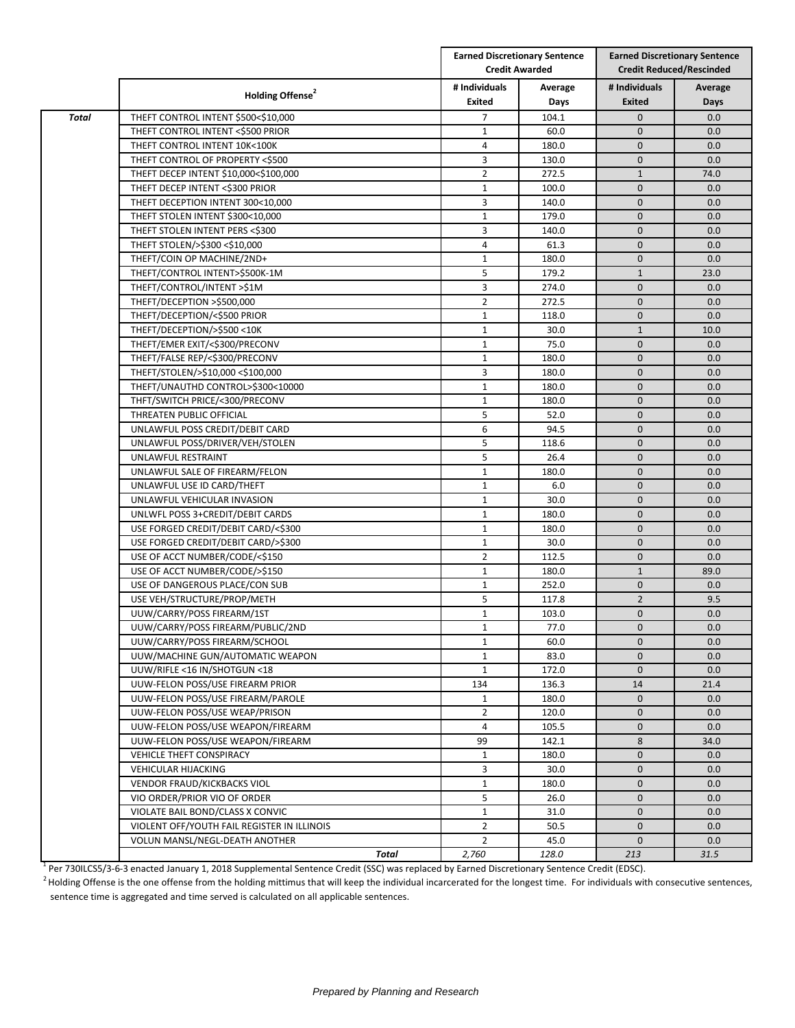| | Holding Offense[2] | Earned Discretionary Sentence Credit Awarded | | Earned Discretionary Sentence Credit Reduced/Rescinded | |
|---|---|---|---|---|---|
| | | # Individuals Exited | Average Days | # Individuals Exited | Average Days |
| *Total* | THEFT CONTROL INTENT $500<$10,000 | 7 | 104.1 | 0 | 0.0 |
| | THEFT CONTROL INTENT <$500 PRIOR | 1 | 60.0 | 0 | 0.0 |
| | THEFT CONTROL INTENT 10K<100K | 4 | 180.0 | 0 | 0.0 |
| | THEFT CONTROL OF PROPERTY <$500 | 3 | 130.0 | 0 | 0.0 |
| | THEFT DECEP INTENT $10,000<$100,000 | 2 | 272.5 | 1 | 74.0 |
| | THEFT DECEP INTENT <$300 PRIOR | 1 | 100.0 | 0 | 0.0 |
| | THEFT DECEPTION INTENT 300<10,000 | 3 | 140.0 | 0 | 0.0 |
| | THEFT STOLEN INTENT $300<10,000 | 1 | 179.0 | 0 | 0.0 |
| | THEFT STOLEN INTENT PERS <$300 | 3 | 140.0 | 0 | 0.0 |
| | THEFT STOLEN/>$300 <$10,000 | 4 | 61.3 | 0 | 0.0 |
| | THEFT/COIN OP MACHINE/2ND+ | 1 | 180.0 | 0 | 0.0 |
| | THEFT/CONTROL INTENT>$500K-1M | 5 | 179.2 | 1 | 23.0 |
| | THEFT/CONTROL/INTENT >$1M | 3 | 274.0 | 0 | 0.0 |
| | THEFT/DECEPTION >$500,000 | 2 | 272.5 | 0 | 0.0 |
| | THEFT/DECEPTION/<$500 PRIOR | 1 | 118.0 | 0 | 0.0 |
| | THEFT/DECEPTION/>$500 <10K | 1 | 30.0 | 1 | 10.0 |
| | THEFT/EMER EXIT/<$300/PRECONV | 1 | 75.0 | 0 | 0.0 |
| | THEFT/FALSE REP/<$300/PRECONV | 1 | 180.0 | 0 | 0.0 |
| | THEFT/STOLEN/>$10,000 <$100,000 | 3 | 180.0 | 0 | 0.0 |
| | THEFT/UNAUTHD CONTROL>$300<10000 | 1 | 180.0 | 0 | 0.0 |
| | THFT/SWITCH PRICE/<300/PRECONV | 1 | 180.0 | 0 | 0.0 |
| | THREATEN PUBLIC OFFICIAL | 5 | 52.0 | 0 | 0.0 |
| | UNLAWFUL POSS CREDIT/DEBIT CARD | 6 | 94.5 | 0 | 0.0 |
| | UNLAWFUL POSS/DRIVER/VEH/STOLEN | 5 | 118.6 | 0 | 0.0 |
| | UNLAWFUL RESTRAINT | 5 | 26.4 | 0 | 0.0 |
| | UNLAWFUL SALE OF FIREARM/FELON | 1 | 180.0 | 0 | 0.0 |
| | UNLAWFUL USE ID CARD/THEFT | 1 | 6.0 | 0 | 0.0 |
| | UNLAWFUL VEHICULAR INVASION | 1 | 30.0 | 0 | 0.0 |
| | UNLWFL POSS 3+CREDIT/DEBIT CARDS | 1 | 180.0 | 0 | 0.0 |
| | USE FORGED CREDIT/DEBIT CARD/<$300 | 1 | 180.0 | 0 | 0.0 |
| | USE FORGED CREDIT/DEBIT CARD/>$300 | 1 | 30.0 | 0 | 0.0 |
| | USE OF ACCT NUMBER/CODE/<$150 | 2 | 112.5 | 0 | 0.0 |
| | USE OF ACCT NUMBER/CODE/>$150 | 1 | 180.0 | 1 | 89.0 |
| | USE OF DANGEROUS PLACE/CON SUB | 1 | 252.0 | 0 | 0.0 |
| | USE VEH/STRUCTURE/PROP/METH | 5 | 117.8 | 2 | 9.5 |
| | UUW/CARRY/POSS FIREARM/1ST | 1 | 103.0 | 0 | 0.0 |
| | UUW/CARRY/POSS FIREARM/PUBLIC/2ND | 1 | 77.0 | 0 | 0.0 |
| | UUW/CARRY/POSS FIREARM/SCHOOL | 1 | 60.0 | 0 | 0.0 |
| | UUW/MACHINE GUN/AUTOMATIC WEAPON | 1 | 83.0 | 0 | 0.0 |
| | UUW/RIFLE <16 IN/SHOTGUN <18 | 1 | 172.0 | 0 | 0.0 |
| | UUW-FELON POSS/USE FIREARM PRIOR | 134 | 136.3 | 14 | 21.4 |
| | UUW-FELON POSS/USE FIREARM/PAROLE | 1 | 180.0 | 0 | 0.0 |
| | UUW-FELON POSS/USE WEAP/PRISON | 2 | 120.0 | 0 | 0.0 |
| | UUW-FELON POSS/USE WEAPON/FIREARM | 4 | 105.5 | 0 | 0.0 |
| | UUW-FELON POSS/USE WEAPON/FIREARM | 99 | 142.1 | 8 | 34.0 |
| | VEHICLE THEFT CONSPIRACY | 1 | 180.0 | 0 | 0.0 |
| | VEHICULAR HIJACKING | 3 | 30.0 | 0 | 0.0 |
| | VENDOR FRAUD/KICKBACKS VIOL | 1 | 180.0 | 0 | 0.0 |
| | VIO ORDER/PRIOR VIO OF ORDER | 5 | 26.0 | 0 | 0.0 |
| | VIOLATE BAIL BOND/CLASS X CONVIC | 1 | 31.0 | 0 | 0.0 |
| | VIOLENT OFF/YOUTH FAIL REGISTER IN ILLINOIS | 2 | 50.5 | 0 | 0.0 |
| | VOLUN MANSL/NEGL-DEATH ANOTHER | 2 | 45.0 | 0 | 0.0 |
| | ***Total*** | *2,760* | *128.0* | *213* | *31.5* |

[1] Per 730ILCS5/3-6-3 enacted January 1, 2018 Supplemental Sentence Credit (SSC) was replaced by Earned Discretionary Sentence Credit (EDSC).

[2] Holding Offense is the one offense from the holding mittimus that will keep the individual incarcerated for the longest time. For individuals with consecutive sentences, sentence time is aggregated and time served is calculated on all applicable sentences.

*Prepared by Planning and Research*